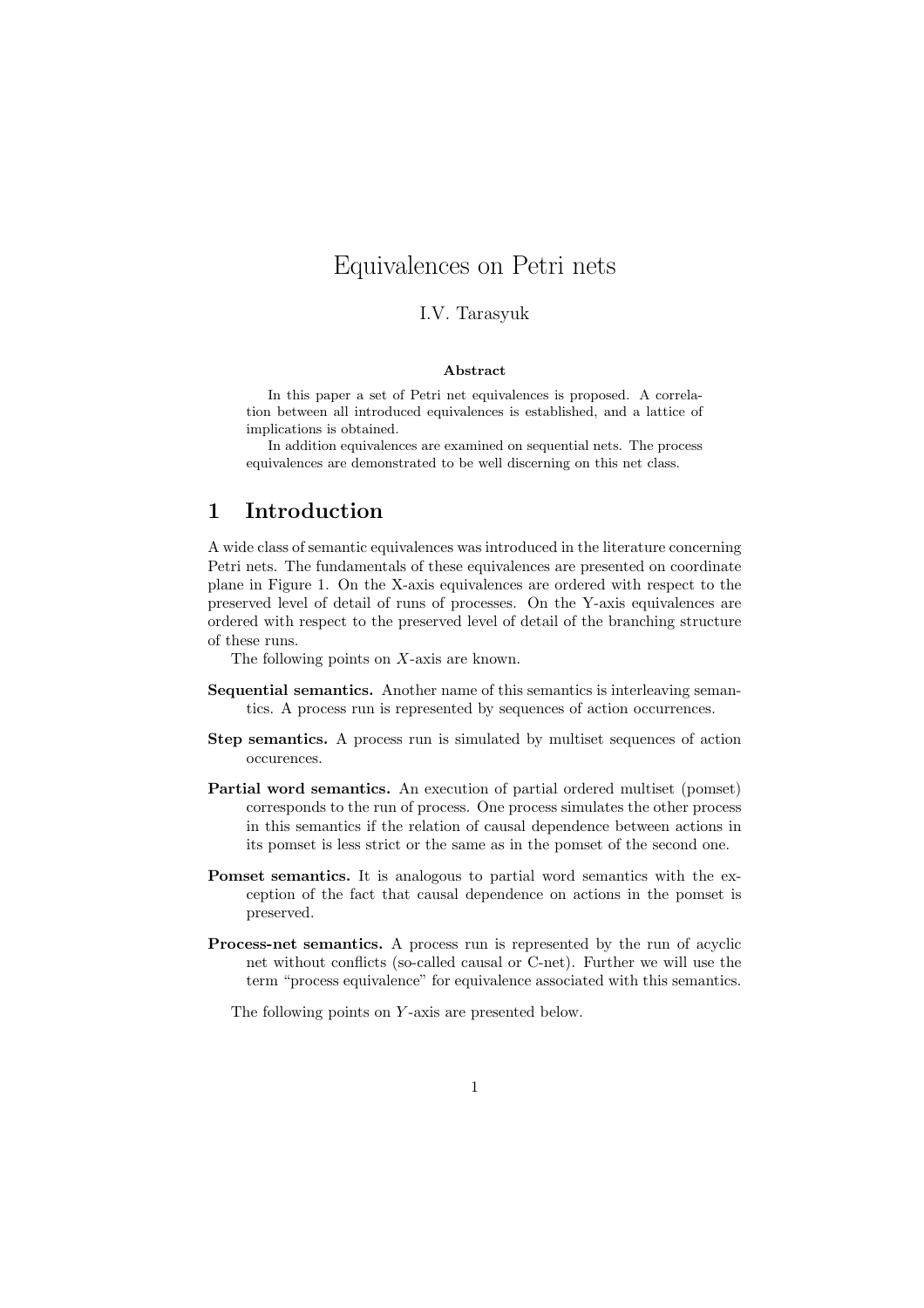# Equivalences on Petri nets

I.V. Tarasyuk

**Abstract**

In this paper a set of Petri net equivalences is proposed. A correlation between all introduced equivalences is established, and a lattice of implications is obtained.

In addition equivalences are examined on sequential nets. The process equivalences are demonstrated to be well discerning on this net class.

## 1 Introduction

A wide class of semantic equivalences was introduced in the literature concerning Petri nets. The fundamentals of these equivalences are presented on coordinate plane in Figure 1. On the X-axis equivalences are ordered with respect to the preserved level of detail of runs of processes. On the Y-axis equivalences are ordered with respect to the preserved level of detail of the branching structure of these runs.

The following points on $X$-axis are known.

**Sequential semantics.** Another name of this semantics is interleaving semantics. A process run is represented by sequences of action occurrences.

**Step semantics.** A process run is simulated by multiset sequences of action occurences.

**Partial word semantics.** An execution of partial ordered multiset (pomset) corresponds to the run of process. One process simulates the other process in this semantics if the relation of causal dependence between actions in its pomset is less strict or the same as in the pomset of the second one.

**Pomset semantics.** It is analogous to partial word semantics with the exception of the fact that causal dependence on actions in the pomset is preserved.

**Process-net semantics.** A process run is represented by the run of acyclic net without conflicts (so-called causal or C-net). Further we will use the term "process equivalence" for equivalence associated with this semantics.

The following points on $Y$-axis are presented below.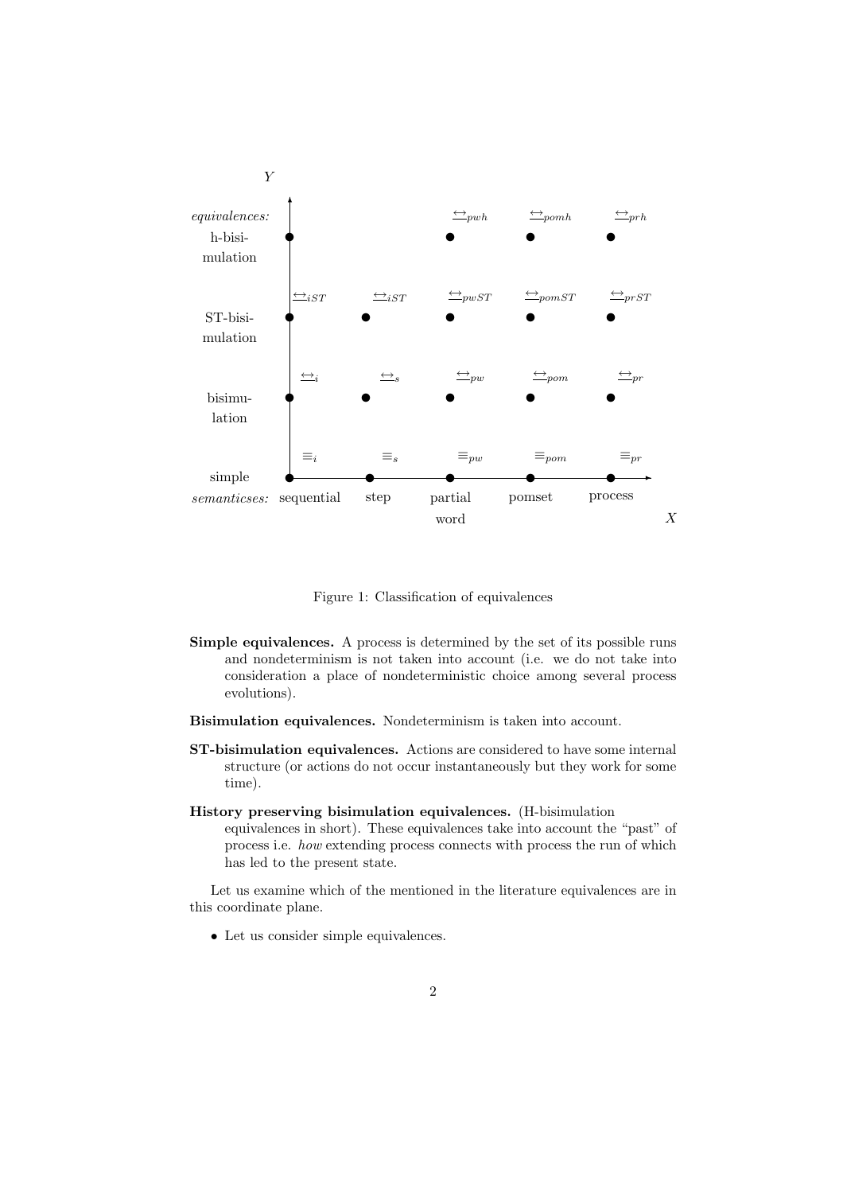| *equivalences:* | | | | | |
|---|---|---|---|---|---|
| h-bisimulation | | | $\underline{\leftrightarrow}_{pwh}$ | $\underline{\leftrightarrow}_{pomh}$ | $\underline{\leftrightarrow}_{prh}$ |
| ST-bisimulation | $\underline{\leftrightarrow}_{iST}$ | $\underline{\leftrightarrow}_{iST}$ | $\underline{\leftrightarrow}_{pwST}$ | $\underline{\leftrightarrow}_{pomST}$ | $\underline{\leftrightarrow}_{prST}$ |
| bisimulation | $\underline{\leftrightarrow}_{i}$ | $\underline{\leftrightarrow}_{s}$ | $\underline{\leftrightarrow}_{pw}$ | $\underline{\leftrightarrow}_{pom}$ | $\underline{\leftrightarrow}_{pr}$ |
| simple | $\equiv_i$ | $\equiv_s$ | $\equiv_{pw}$ | $\equiv_{pom}$ | $\equiv_{pr}$ |
| *semanticses:* | sequential | step | partial word | pomset | process |

Figure 1: Classification of equivalences

**Simple equivalences.** A process is determined by the set of its possible runs and nondeterminism is not taken into account (i.e. we do not take into consideration a place of nondeterministic choice among several process evolutions).

**Bisimulation equivalences.** Nondeterminism is taken into account.

**ST-bisimulation equivalences.** Actions are considered to have some internal structure (or actions do not occur instantaneously but they work for some time).

**History preserving bisimulation equivalences.** (H-bisimulation equivalences in short). These equivalences take into account the "past" of process i.e. *how* extending process connects with process the run of which has led to the present state.

Let us examine which of the mentioned in the literature equivalences are in this coordinate plane.

- Let us consider simple equivalences.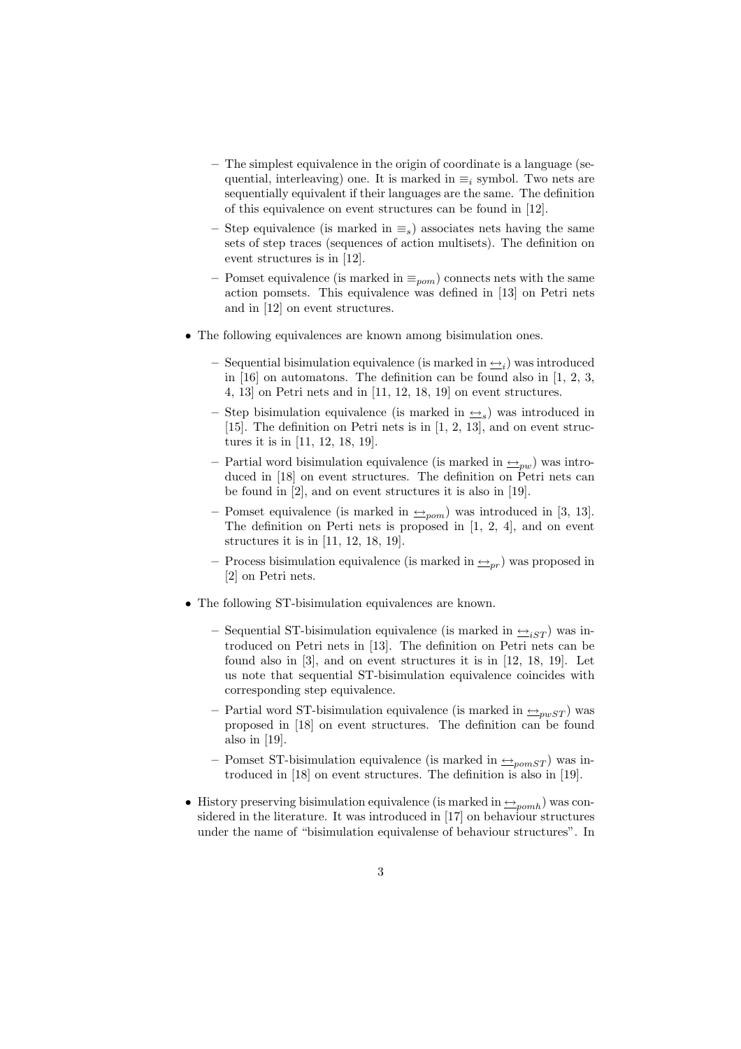- The simplest equivalence in the origin of coordinate is a language (sequential, interleaving) one. It is marked in $\equiv_i$ symbol. Two nets are sequentially equivalent if their languages are the same. The definition of this equivalence on event structures can be found in [12].
  - Step equivalence (is marked in $\equiv_s$) associates nets having the same sets of step traces (sequences of action multisets). The definition on event structures is in [12].
  - Pomset equivalence (is marked in $\equiv_{pom}$) connects nets with the same action pomsets. This equivalence was defined in [13] on Petri nets and in [12] on event structures.

- The following equivalences are known among bisimulation ones.
  - Sequential bisimulation equivalence (is marked in $\underline{\leftrightarrow}_i$) was introduced in [16] on automatons. The definition can be found also in [1, 2, 3, 4, 13] on Petri nets and in [11, 12, 18, 19] on event structures.
  - Step bisimulation equivalence (is marked in $\underline{\leftrightarrow}_s$) was introduced in [15]. The definition on Petri nets is in [1, 2, 13], and on event structures it is in [11, 12, 18, 19].
  - Partial word bisimulation equivalence (is marked in $\underline{\leftrightarrow}_{pw}$) was introduced in [18] on event structures. The definition on Petri nets can be found in [2], and on event structures it is also in [19].
  - Pomset equivalence (is marked in $\underline{\leftrightarrow}_{pom}$) was introduced in [3, 13]. The definition on Perti nets is proposed in [1, 2, 4], and on event structures it is in [11, 12, 18, 19].
  - Process bisimulation equivalence (is marked in $\underline{\leftrightarrow}_{pr}$) was proposed in [2] on Petri nets.

- The following ST-bisimulation equivalences are known.
  - Sequential ST-bisimulation equivalence (is marked in $\underline{\leftrightarrow}_{iST}$) was introduced on Petri nets in [13]. The definition on Petri nets can be found also in [3], and on event structures it is in [12, 18, 19]. Let us note that sequential ST-bisimulation equivalence coincides with corresponding step equivalence.
  - Partial word ST-bisimulation equivalence (is marked in $\underline{\leftrightarrow}_{pwST}$) was proposed in [18] on event structures. The definition can be found also in [19].
  - Pomset ST-bisimulation equivalence (is marked in $\underline{\leftrightarrow}_{pomST}$) was introduced in [18] on event structures. The definition is also in [19].

- History preserving bisimulation equivalence (is marked in $\underline{\leftrightarrow}_{pomh}$) was considered in the literature. It was introduced in [17] on behaviour structures under the name of "bisimulation equivalense of behaviour structures". In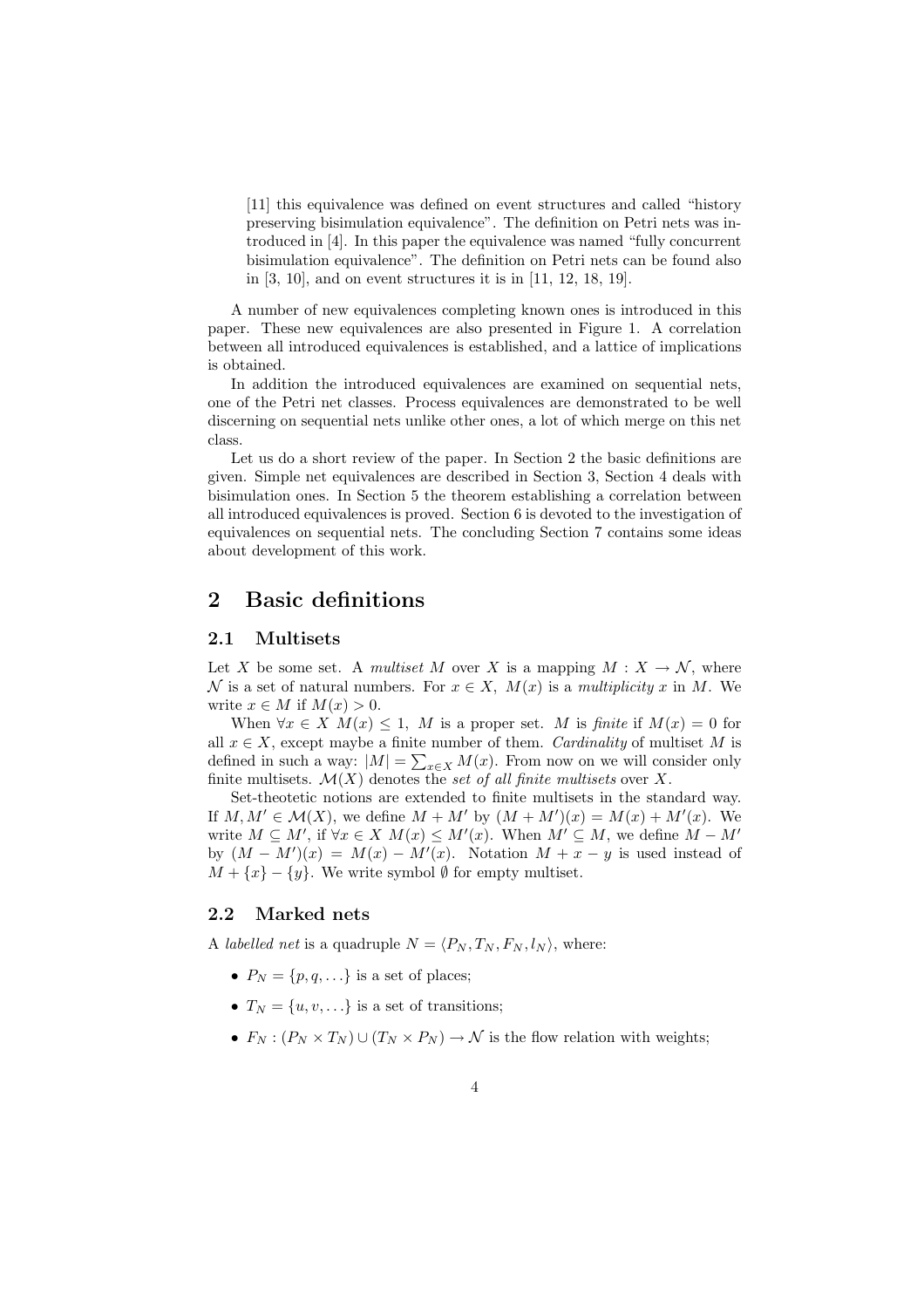[11] this equivalence was defined on event structures and called "history preserving bisimulation equivalence". The definition on Petri nets was introduced in [4]. In this paper the equivalence was named "fully concurrent bisimulation equivalence". The definition on Petri nets can be found also in [3, 10], and on event structures it is in [11, 12, 18, 19].

A number of new equivalences completing known ones is introduced in this paper. These new equivalences are also presented in Figure 1. A correlation between all introduced equivalences is established, and a lattice of implications is obtained.

In addition the introduced equivalences are examined on sequential nets, one of the Petri net classes. Process equivalences are demonstrated to be well discerning on sequential nets unlike other ones, a lot of which merge on this net class.

Let us do a short review of the paper. In Section 2 the basic definitions are given. Simple net equivalences are described in Section 3, Section 4 deals with bisimulation ones. In Section 5 the theorem establishing a correlation between all introduced equivalences is proved. Section 6 is devoted to the investigation of equivalences on sequential nets. The concluding Section 7 contains some ideas about development of this work.

## 2 Basic definitions

### 2.1 Multisets

Let $X$ be some set. A *multiset* $M$ over $X$ is a mapping $M : X \to \mathcal{N}$, where $\mathcal{N}$ is a set of natural numbers. For $x \in X$, $M(x)$ is a *multiplicity* $x$ in $M$. We write $x \in M$ if $M(x) > 0$.

When $\forall x \in X\ M(x) \leq 1$, $M$ is a proper set. $M$ is *finite* if $M(x) = 0$ for all $x \in X$, except maybe a finite number of them. *Cardinality* of multiset $M$ is defined in such a way: $|M| = \sum_{x \in X} M(x)$. From now on we will consider only finite multisets. $\mathcal{M}(X)$ denotes the *set of all finite multisets* over $X$.

Set-theotetic notions are extended to finite multisets in the standard way. If $M, M' \in \mathcal{M}(X)$, we define $M + M'$ by $(M + M')(x) = M(x) + M'(x)$. We write $M \subseteq M'$, if $\forall x \in X\ M(x) \leq M'(x)$. When $M' \subseteq M$, we define $M - M'$ by $(M - M')(x) = M(x) - M'(x)$. Notation $M + x - y$ is used instead of $M + \{x\} - \{y\}$. We write symbol $\emptyset$ for empty multiset.

### 2.2 Marked nets

A *labelled net* is a quadruple $N = \langle P_N, T_N, F_N, l_N \rangle$, where:

- $P_N = \{p, q, \ldots\}$ is a set of places;
- $T_N = \{u, v, \ldots\}$ is a set of transitions;
- $F_N : (P_N \times T_N) \cup (T_N \times P_N) \to \mathcal{N}$ is the flow relation with weights;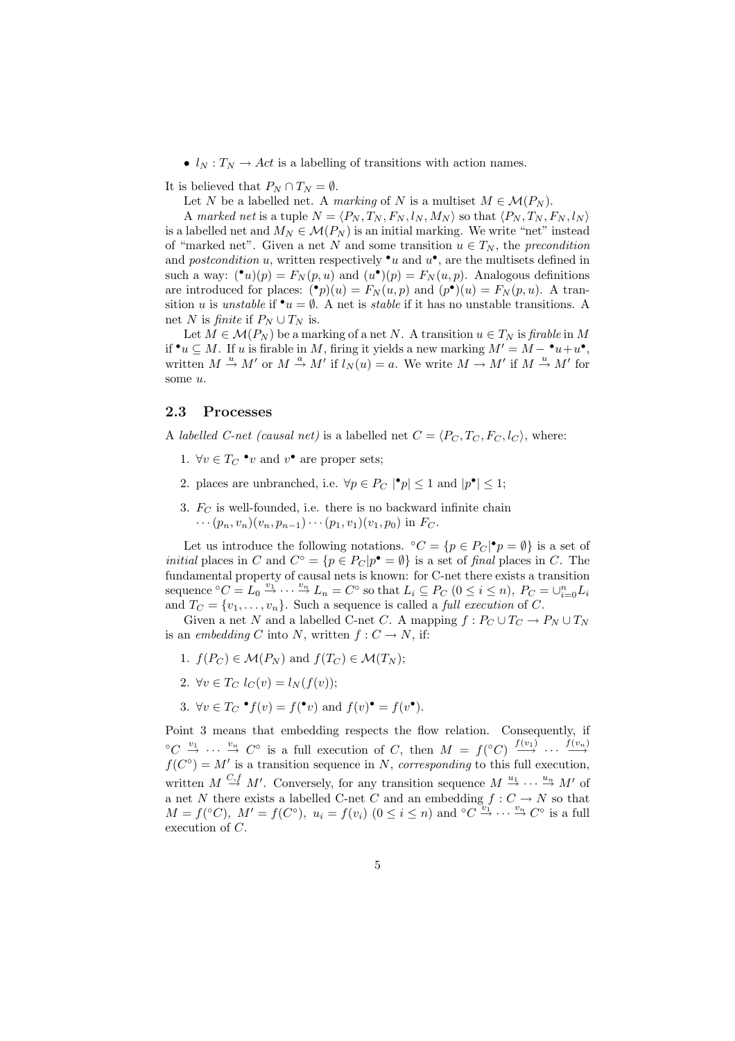- $l_N : T_N \to Act$ is a labelling of transitions with action names.

It is believed that $P_N \cap T_N = \emptyset$.

Let $N$ be a labelled net. A *marking* of $N$ is a multiset $M \in \mathcal{M}(P_N)$.

A *marked net* is a tuple $N = \langle P_N, T_N, F_N, l_N, M_N \rangle$ so that $\langle P_N, T_N, F_N, l_N \rangle$ is a labelled net and $M_N \in \mathcal{M}(P_N)$ is an initial marking. We write "net" instead of "marked net". Given a net $N$ and some transition $u \in T_N$, the *precondition* and *postcondition* $u$, written respectively ${}^\bullet u$ and $u^\bullet$, are the multisets defined in such a way: $({}^\bullet u)(p) = F_N(p, u)$ and $(u^\bullet)(p) = F_N(u, p)$. Analogous definitions are introduced for places: $({}^\bullet p)(u) = F_N(u, p)$ and $(p^\bullet)(u) = F_N(p, u)$. A transition $u$ is *unstable* if ${}^\bullet u = \emptyset$. A net is *stable* if it has no unstable transitions. A net $N$ is *finite* if $P_N \cup T_N$ is.

Let $M \in \mathcal{M}(P_N)$ be a marking of a net $N$. A transition $u \in T_N$ is *firable* in $M$ if ${}^\bullet u \subseteq M$. If $u$ is firable in $M$, firing it yields a new marking $M' = M - {}^\bullet u + u^\bullet$, written $M \xrightarrow{u} M'$ or $M \xrightarrow{a} M'$ if $l_N(u) = a$. We write $M \to M'$ if $M \xrightarrow{u} M'$ for some $u$.

### 2.3 Processes

A *labelled C-net (causal net)* is a labelled net $C = \langle P_C, T_C, F_C, l_C \rangle$, where:

1. $\forall v \in T_C$ ${}^\bullet v$ and $v^\bullet$ are proper sets;
2. places are unbranched, i.e. $\forall p \in P_C$ $|{}^\bullet p| \leq 1$ and $|p^\bullet| \leq 1$;
3. $F_C$ is well-founded, i.e. there is no backward infinite chain $\cdots (p_n, v_n)(v_n, p_{n-1}) \cdots (p_1, v_1)(v_1, p_0)$ in $F_C$.

Let us introduce the following notations. ${}^\circ C = \{p \in P_C | {}^\bullet p = \emptyset\}$ is a set of *initial* places in $C$ and $C^\circ = \{p \in P_C | p^\bullet = \emptyset\}$ is a set of *final* places in $C$. The fundamental property of causal nets is known: for C-net there exists a transition sequence ${}^\circ C = L_0 \xrightarrow{v_1} \cdots \xrightarrow{v_n} L_n = C^\circ$ so that $L_i \subseteq P_C$ $(0 \leq i \leq n)$, $P_C = \cup_{i=0}^n L_i$ and $T_C = \{v_1, \ldots, v_n\}$. Such a sequence is called a *full execution* of $C$.

Given a net $N$ and a labelled C-net $C$. A mapping $f : P_C \cup T_C \to P_N \cup T_N$ is an *embedding* $C$ into $N$, written $f : C \to N$, if:

1. $f(P_C) \in \mathcal{M}(P_N)$ and $f(T_C) \in \mathcal{M}(T_N)$;
2. $\forall v \in T_C$ $l_C(v) = l_N(f(v))$;
3. $\forall v \in T_C$ ${}^\bullet f(v) = f({}^\bullet v)$ and $f(v)^\bullet = f(v^\bullet)$.

Point 3 means that embedding respects the flow relation. Consequently, if ${}^\circ C \xrightarrow{v_1} \cdots \xrightarrow{v_n} C^\circ$ is a full execution of $C$, then $M = f({}^\circ C) \xrightarrow{f(v_1)} \cdots \xrightarrow{f(v_n)} f(C^\circ) = M'$ is a transition sequence in $N$, *corresponding* to this full execution, written $M \xrightarrow{C,f} M'$. Conversely, for any transition sequence $M \xrightarrow{u_1} \cdots \xrightarrow{u_n} M'$ of a net $N$ there exists a labelled C-net $C$ and an embedding $f : C \to N$ so that $M = f({}^\circ C)$, $M' = f(C^\circ)$, $u_i = f(v_i)$ $(0 \leq i \leq n)$ and ${}^\circ C \xrightarrow{v_1} \cdots \xrightarrow{v_n} C^\circ$ is a full execution of $C$.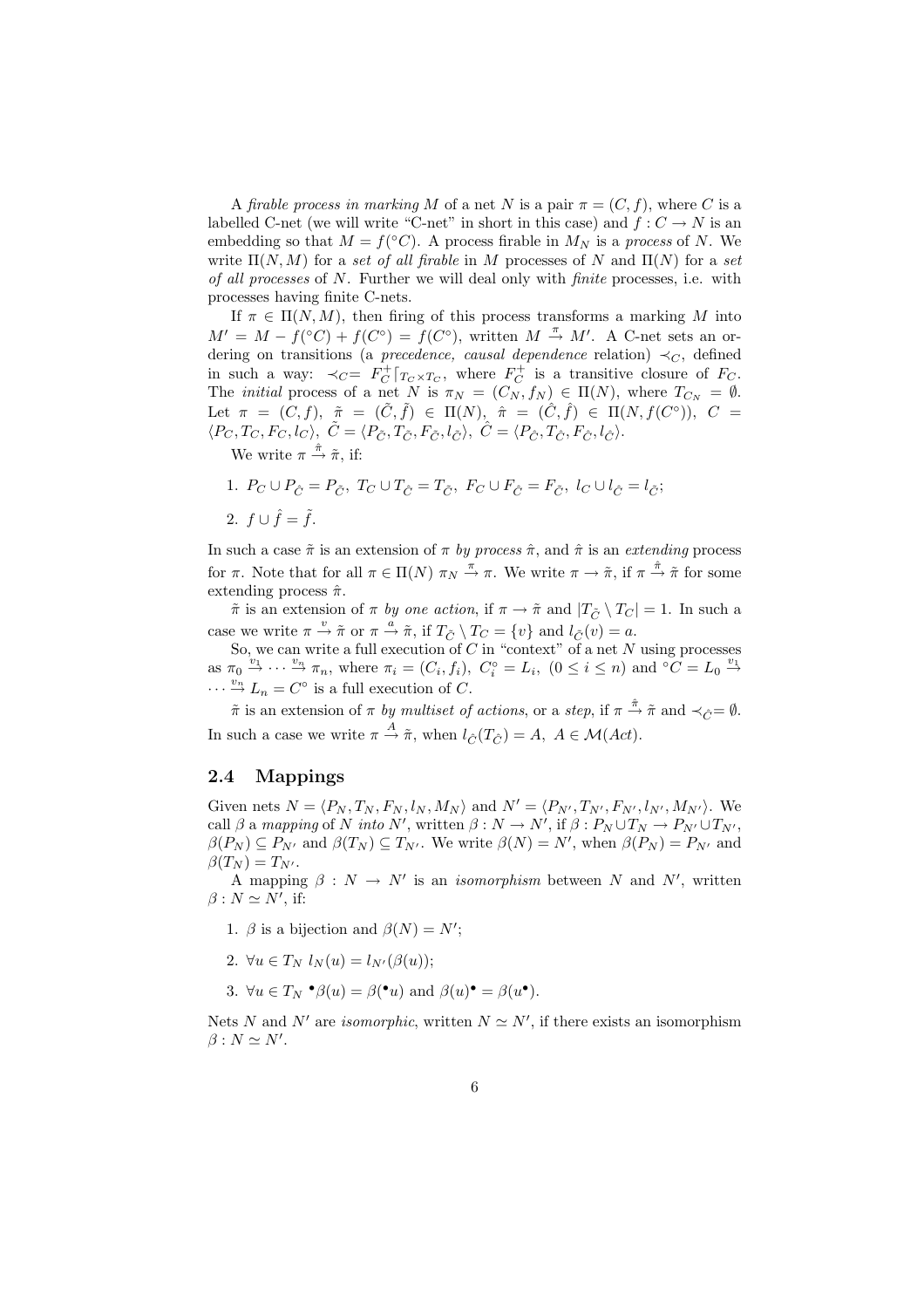A *firable process in marking* $M$ of a net $N$ is a pair $\pi = (C, f)$, where $C$ is a labelled C-net (we will write "C-net" in short in this case) and $f : C \to N$ is an embedding so that $M = f({}^{\circ}C)$. A process firable in $M_N$ is a *process* of $N$. We write $\Pi(N, M)$ for a *set of all firable* in $M$ processes of $N$ and $\Pi(N)$ for a *set of all processes* of $N$. Further we will deal only with *finite* processes, i.e. with processes having finite C-nets.

If $\pi \in \Pi(N, M)$, then firing of this process transforms a marking $M$ into $M' = M - f({}^{\circ}C) + f(C^{\circ}) = f(C^{\circ})$, written $M \xrightarrow{\pi} M'$. A C-net sets an ordering on transitions (a *precedence, causal dependence* relation) $\prec_C$, defined in such a way: $\prec_C = F_C^{+}\lceil_{T_C \times T_C}$, where $F_C^{+}$ is a transitive closure of $F_C$. The *initial* process of a net $N$ is $\pi_N = (C_N, f_N) \in \Pi(N)$, where $T_{C_N} = \emptyset$. Let $\pi = (C, f)$, $\tilde{\pi} = (\tilde{C}, \tilde{f}) \in \Pi(N)$, $\hat{\pi} = (\hat{C}, \hat{f}) \in \Pi(N, f(C^{\circ}))$, $C = \langle P_C, T_C, F_C, l_C \rangle$, $\tilde{C} = \langle P_{\tilde{C}}, T_{\tilde{C}}, F_{\tilde{C}}, l_{\tilde{C}} \rangle$, $\hat{C} = \langle P_{\hat{C}}, T_{\hat{C}}, F_{\hat{C}}, l_{\hat{C}} \rangle$.

We write $\pi \xrightarrow{\hat{\pi}} \tilde{\pi}$, if:

1. $P_C \cup P_{\hat{C}} = P_{\tilde{C}}$, $T_C \cup T_{\hat{C}} = T_{\tilde{C}}$, $F_C \cup F_{\hat{C}} = F_{\tilde{C}}$, $l_C \cup l_{\hat{C}} = l_{\tilde{C}}$;
2. $f \cup \hat{f} = \tilde{f}$.

In such a case $\tilde{\pi}$ is an extension of $\pi$ *by process* $\hat{\pi}$, and $\hat{\pi}$ is an *extending* process for $\pi$. Note that for all $\pi \in \Pi(N)$ $\pi_N \xrightarrow{\pi} \pi$. We write $\pi \to \tilde{\pi}$, if $\pi \xrightarrow{\hat{\pi}} \tilde{\pi}$ for some extending process $\hat{\pi}$.

$\tilde{\pi}$ is an extension of $\pi$ *by one action*, if $\pi \to \tilde{\pi}$ and $|T_{\tilde{C}} \setminus T_C| = 1$. In such a case we write $\pi \xrightarrow{v} \tilde{\pi}$ or $\pi \xrightarrow{a} \tilde{\pi}$, if $T_{\tilde{C}} \setminus T_C = \{v\}$ and $l_{\tilde{C}}(v) = a$.

So, we can write a full execution of $C$ in "context" of a net $N$ using processes as $\pi_0 \xrightarrow{v_1} \cdots \xrightarrow{v_n} \pi_n$, where $\pi_i = (C_i, f_i)$, $C_i^{\circ} = L_i$, $(0 \le i \le n)$ and ${}^{\circ}C = L_0 \xrightarrow{v_1} \cdots \xrightarrow{v_n} L_n = C^{\circ}$ is a full execution of $C$.

$\tilde{\pi}$ is an extension of $\pi$ *by multiset of actions*, or a *step*, if $\pi \xrightarrow{\hat{\pi}} \tilde{\pi}$ and $\prec_{\hat{C}} = \emptyset$. In such a case we write $\pi \xrightarrow{A} \tilde{\pi}$, when $l_{\hat{C}}(T_{\hat{C}}) = A$, $A \in \mathcal{M}(Act)$.

## 2.4 Mappings

Given nets $N = \langle P_N, T_N, F_N, l_N, M_N \rangle$ and $N' = \langle P_{N'}, T_{N'}, F_{N'}, l_{N'}, M_{N'} \rangle$. We call $\beta$ a *mapping* of $N$ *into* $N'$, written $\beta : N \to N'$, if $\beta : P_N \cup T_N \to P_{N'} \cup T_{N'}$, $\beta(P_N) \subseteq P_{N'}$ and $\beta(T_N) \subseteq T_{N'}$. We write $\beta(N) = N'$, when $\beta(P_N) = P_{N'}$ and $\beta(T_N) = T_{N'}$.

A mapping $\beta : N \to N'$ is an *isomorphism* between $N$ and $N'$, written $\beta : N \simeq N'$, if:

1. $\beta$ is a bijection and $\beta(N) = N'$;
2. $\forall u \in T_N$ $l_N(u) = l_{N'}(\beta(u))$;
3. $\forall u \in T_N$ ${}^{\bullet}\beta(u) = \beta({}^{\bullet}u)$ and $\beta(u)^{\bullet} = \beta(u^{\bullet})$.

Nets $N$ and $N'$ are *isomorphic*, written $N \simeq N'$, if there exists an isomorphism $\beta : N \simeq N'$.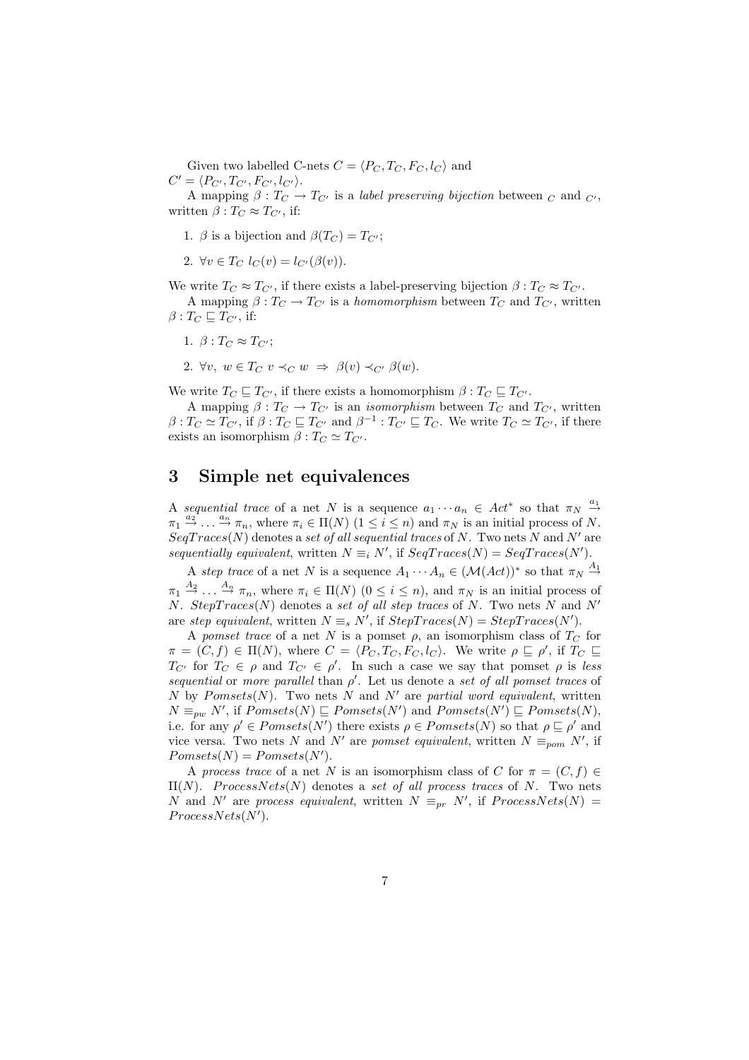Given two labelled C-nets $C = \langle P_C, T_C, F_C, l_C \rangle$ and $C' = \langle P_{C'}, T_{C'}, F_{C'}, l_{C'} \rangle$.

A mapping $\beta : T_C \to T_{C'}$ is a *label preserving bijection* between $_C$ and $_{C'}$, written $\beta : T_C \approx T_{C'}$, if:

1. $\beta$ is a bijection and $\beta(T_C) = T_{C'}$;
2. $\forall v \in T_C \; l_C(v) = l_{C'}(\beta(v))$.

We write $T_C \approx T_{C'}$, if there exists a label-preserving bijection $\beta : T_C \approx T_{C'}$.

A mapping $\beta : T_C \to T_{C'}$ is a *homomorphism* between $T_C$ and $T_{C'}$, written $\beta : T_C \sqsubseteq T_{C'}$, if:

1. $\beta : T_C \approx T_{C'}$;
2. $\forall v, \; w \in T_C \; v \prec_C w \;\Rightarrow\; \beta(v) \prec_{C'} \beta(w)$.

We write $T_C \sqsubseteq T_{C'}$, if there exists a homomorphism $\beta : T_C \sqsubseteq T_{C'}$.

A mapping $\beta : T_C \to T_{C'}$ is an *isomorphism* between $T_C$ and $T_{C'}$, written $\beta : T_C \simeq T_{C'}$, if $\beta : T_C \sqsubseteq T_{C'}$ and $\beta^{-1} : T_{C'} \sqsubseteq T_C$. We write $T_C \simeq T_{C'}$, if there exists an isomorphism $\beta : T_C \simeq T_{C'}$.

# 3 Simple net equivalences

A *sequential trace* of a net $N$ is a sequence $a_1 \cdots a_n \in Act^*$ so that $\pi_N \stackrel{a_1}{\to} \pi_1 \stackrel{a_2}{\to} \ldots \stackrel{a_n}{\to} \pi_n$, where $\pi_i \in \Pi(N)$ $(1 \leq i \leq n)$ and $\pi_N$ is an initial process of $N$. $SeqTraces(N)$ denotes a *set of all sequential traces* of $N$. Two nets $N$ and $N'$ are *sequentially equivalent*, written $N \equiv_i N'$, if $SeqTraces(N) = SeqTraces(N')$.

A *step trace* of a net $N$ is a sequence $A_1 \cdots A_n \in (\mathcal{M}(Act))^*$ so that $\pi_N \stackrel{A_1}{\to} \pi_1 \stackrel{A_2}{\to} \ldots \stackrel{A_n}{\to} \pi_n$, where $\pi_i \in \Pi(N)$ $(0 \leq i \leq n)$, and $\pi_N$ is an initial process of $N$. $StepTraces(N)$ denotes a *set of all step traces* of $N$. Two nets $N$ and $N'$ are *step equivalent*, written $N \equiv_s N'$, if $StepTraces(N) = StepTraces(N')$.

A *pomset trace* of a net $N$ is a pomset $\rho$, an isomorphism class of $T_C$ for $\pi = (C, f) \in \Pi(N)$, where $C = \langle P_C, T_C, F_C, l_C \rangle$. We write $\rho \sqsubseteq \rho'$, if $T_C \sqsubseteq T_{C'}$ for $T_C \in \rho$ and $T_{C'} \in \rho'$. In such a case we say that pomset $\rho$ is *less sequential* or *more parallel* than $\rho'$. Let us denote a *set of all pomset traces* of $N$ by $Pomsets(N)$. Two nets $N$ and $N'$ are *partial word equivalent*, written $N \equiv_{pw} N'$, if $Pomsets(N) \sqsubseteq Pomsets(N')$ and $Pomsets(N') \sqsubseteq Pomsets(N)$, i.e. for any $\rho' \in Pomsets(N')$ there exists $\rho \in Pomsets(N)$ so that $\rho \sqsubseteq \rho'$ and vice versa. Two nets $N$ and $N'$ are *pomset equivalent*, written $N \equiv_{pom} N'$, if $Pomsets(N) = Pomsets(N')$.

A *process trace* of a net $N$ is an isomorphism class of $C$ for $\pi = (C, f) \in \Pi(N)$. $ProcessNets(N)$ denotes a *set of all process traces* of $N$. Two nets $N$ and $N'$ are *process equivalent*, written $N \equiv_{pr} N'$, if $ProcessNets(N) = ProcessNets(N')$.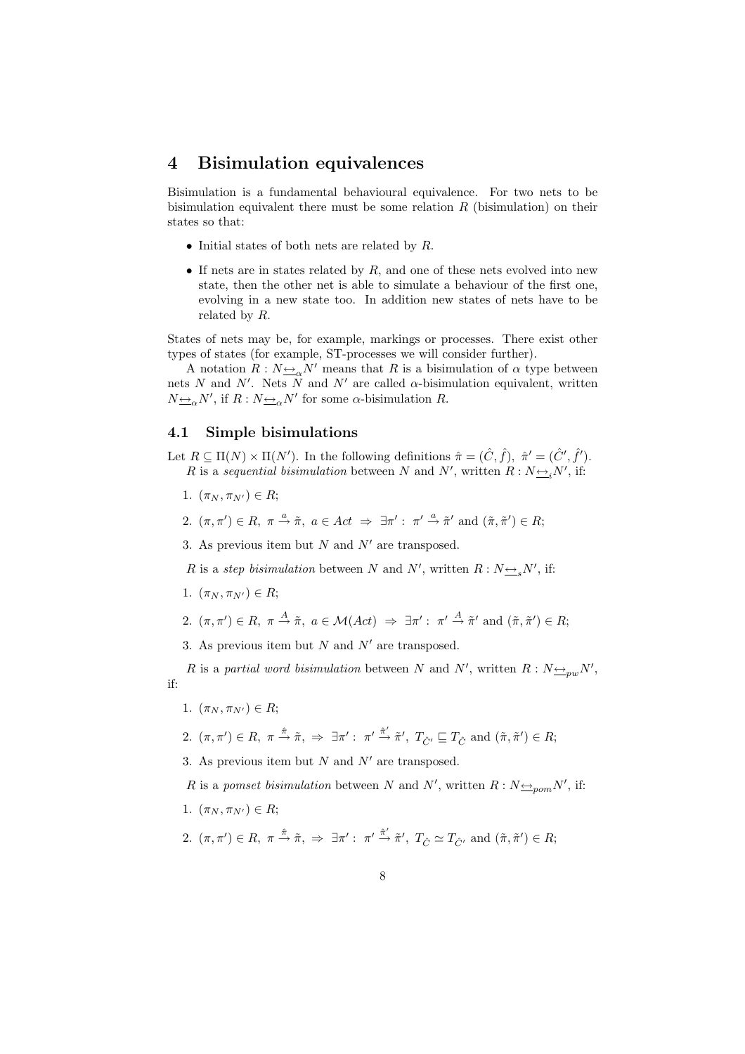# 4 Bisimulation equivalences

Bisimulation is a fundamental behavioural equivalence. For two nets to be bisimulation equivalent there must be some relation $R$ (bisimulation) on their states so that:

- Initial states of both nets are related by $R$.
- If nets are in states related by $R$, and one of these nets evolved into new state, then the other net is able to simulate a behaviour of the first one, evolving in a new state too. In addition new states of nets have to be related by $R$.

States of nets may be, for example, markings or processes. There exist other types of states (for example, ST-processes we will consider further).

A notation $R : N \underline{\leftrightarrow}_\alpha N'$ means that $R$ is a bisimulation of $\alpha$ type between nets $N$ and $N'$. Nets $N$ and $N'$ are called $\alpha$-bisimulation equivalent, written $N \underline{\leftrightarrow}_\alpha N'$, if $R : N \underline{\leftrightarrow}_\alpha N'$ for some $\alpha$-bisimulation $R$.

## 4.1 Simple bisimulations

Let $R \subseteq \Pi(N) \times \Pi(N')$. In the following definitions $\hat{\pi} = (\hat{C}, \hat{f}),\ \hat{\pi}' = (\hat{C}', \hat{f}')$.

$R$ is a *sequential bisimulation* between $N$ and $N'$, written $R : N \underline{\leftrightarrow}_i N'$, if:

1. $(\pi_N, \pi_{N'}) \in R$;
2. $(\pi, \pi') \in R,\ \pi \xrightarrow{a} \tilde{\pi},\ a \in Act\ \Rightarrow\ \exists \pi' :\ \pi' \xrightarrow{a} \tilde{\pi}'$ and $(\tilde{\pi}, \tilde{\pi}') \in R$;
3. As previous item but $N$ and $N'$ are transposed.

$R$ is a *step bisimulation* between $N$ and $N'$, written $R : N \underline{\leftrightarrow}_s N'$, if:

1. $(\pi_N, \pi_{N'}) \in R$;
2. $(\pi, \pi') \in R,\ \pi \xrightarrow{A} \tilde{\pi},\ a \in \mathcal{M}(Act)\ \Rightarrow\ \exists \pi' :\ \pi' \xrightarrow{A} \tilde{\pi}'$ and $(\tilde{\pi}, \tilde{\pi}') \in R$;
3. As previous item but $N$ and $N'$ are transposed.

$R$ is a *partial word bisimulation* between $N$ and $N'$, written $R : N \underline{\leftrightarrow}_{pw} N'$, if:

1. $(\pi_N, \pi_{N'}) \in R$;
2. $(\pi, \pi') \in R,\ \pi \xrightarrow{\hat{\pi}} \tilde{\pi},\ \Rightarrow\ \exists \pi' :\ \pi' \xrightarrow{\hat{\pi}'} \tilde{\pi}',\ T_{\hat{C}'} \sqsubseteq T_{\hat{C}}$ and $(\tilde{\pi}, \tilde{\pi}') \in R$;
3. As previous item but $N$ and $N'$ are transposed.

$R$ is a *pomset bisimulation* between $N$ and $N'$, written $R : N \underline{\leftrightarrow}_{pom} N'$, if:

1. $(\pi_N, \pi_{N'}) \in R$;
2. $(\pi, \pi') \in R,\ \pi \xrightarrow{\hat{\pi}} \tilde{\pi},\ \Rightarrow\ \exists \pi' :\ \pi' \xrightarrow{\hat{\pi}'} \tilde{\pi}',\ T_{\hat{C}} \simeq T_{\hat{C}'}$ and $(\tilde{\pi}, \tilde{\pi}') \in R$;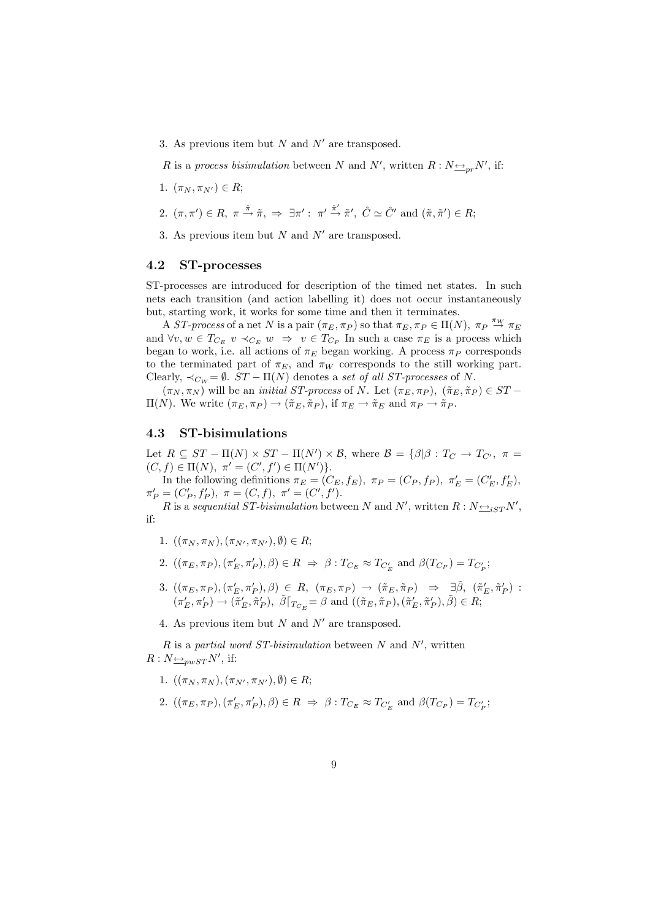3. As previous item but $N$ and $N'$ are transposed.

$R$ is a *process bisimulation* between $N$ and $N'$, written $R : N \underline{\leftrightarrow}_{pr} N'$, if:

1. $(\pi_N, \pi_{N'}) \in R$;
2. $(\pi, \pi') \in R,\ \pi \stackrel{\hat{\pi}}{\rightarrow} \tilde{\pi},\ \Rightarrow\ \exists \pi' :\ \pi' \stackrel{\hat{\pi}'}{\rightarrow} \tilde{\pi}',\ \hat{C} \simeq \hat{C}'$ and $(\tilde{\pi}, \tilde{\pi}') \in R$;
3. As previous item but $N$ and $N'$ are transposed.

### 4.2 ST-processes

ST-processes are introduced for description of the timed net states. In such nets each transition (and action labelling it) does not occur instantaneously but, starting work, it works for some time and then it terminates.

A *ST-process* of a net $N$ is a pair $(\pi_E, \pi_P)$ so that $\pi_E, \pi_P \in \Pi(N),\ \pi_P \stackrel{\pi_W}{\rightarrow} \pi_E$ and $\forall v, w \in T_{C_E}\ v \prec_{C_E} w\ \Rightarrow\ v \in T_{C_P}$ In such a case $\pi_E$ is a process which began to work, i.e. all actions of $\pi_E$ began working. A process $\pi_P$ corresponds to the terminated part of $\pi_E$, and $\pi_W$ corresponds to the still working part. Clearly, $\prec_{C_W} = \emptyset$. $ST - \Pi(N)$ denotes a *set of all ST-processes* of $N$.

$(\pi_N, \pi_N)$ will be an *initial ST-process* of $N$. Let $(\pi_E, \pi_P),\ (\tilde{\pi}_E, \tilde{\pi}_P) \in ST - \Pi(N)$. We write $(\pi_E, \pi_P) \rightarrow (\tilde{\pi}_E, \tilde{\pi}_P)$, if $\pi_E \rightarrow \tilde{\pi}_E$ and $\pi_P \rightarrow \tilde{\pi}_P$.

### 4.3 ST-bisimulations

Let $R \subseteq ST - \Pi(N) \times ST - \Pi(N') \times \mathcal{B}$, where $\mathcal{B} = \{\beta | \beta : T_C \rightarrow T_{C'},\ \pi = (C, f) \in \Pi(N),\ \pi' = (C', f') \in \Pi(N')\}$.

In the following definitions $\pi_E = (C_E, f_E),\ \pi_P = (C_P, f_P),\ \pi'_E = (C'_E, f'_E),\ \pi'_P = (C'_P, f'_P),\ \pi = (C, f),\ \pi' = (C', f')$.

$R$ is a *sequential ST-bisimulation* between $N$ and $N'$, written $R : N \underline{\leftrightarrow}_{iST} N'$, if:

1. $((\pi_N, \pi_N), (\pi_{N'}, \pi_{N'}), \emptyset) \in R$;
2. $((\pi_E, \pi_P), (\pi'_E, \pi'_P), \beta) \in R\ \Rightarrow\ \beta : T_{C_E} \approx T_{C'_E}$ and $\beta(T_{C_P}) = T_{C'_P}$;
3. $((\pi_E, \pi_P), (\pi'_E, \pi'_P), \beta) \in R,\ (\pi_E, \pi_P) \rightarrow (\tilde{\pi}_E, \tilde{\pi}_P)\ \Rightarrow\ \exists \tilde{\beta},\ (\tilde{\pi}'_E, \tilde{\pi}'_P) :\ (\pi'_E, \pi'_P) \rightarrow (\tilde{\pi}'_E, \tilde{\pi}'_P),\ \tilde{\beta}\lceil_{T_{C_E}} = \beta$ and $((\tilde{\pi}_E, \tilde{\pi}_P), (\tilde{\pi}'_E, \tilde{\pi}'_P), \tilde{\beta}) \in R$;
4. As previous item but $N$ and $N'$ are transposed.

$R$ is a *partial word ST-bisimulation* between $N$ and $N'$, written $R : N \underline{\leftrightarrow}_{pwST} N'$, if:

1. $((\pi_N, \pi_N), (\pi_{N'}, \pi_{N'}), \emptyset) \in R$;
2. $((\pi_E, \pi_P), (\pi'_E, \pi'_P), \beta) \in R\ \Rightarrow\ \beta : T_{C_E} \approx T_{C'_E}$ and $\beta(T_{C_P}) = T_{C'_P}$;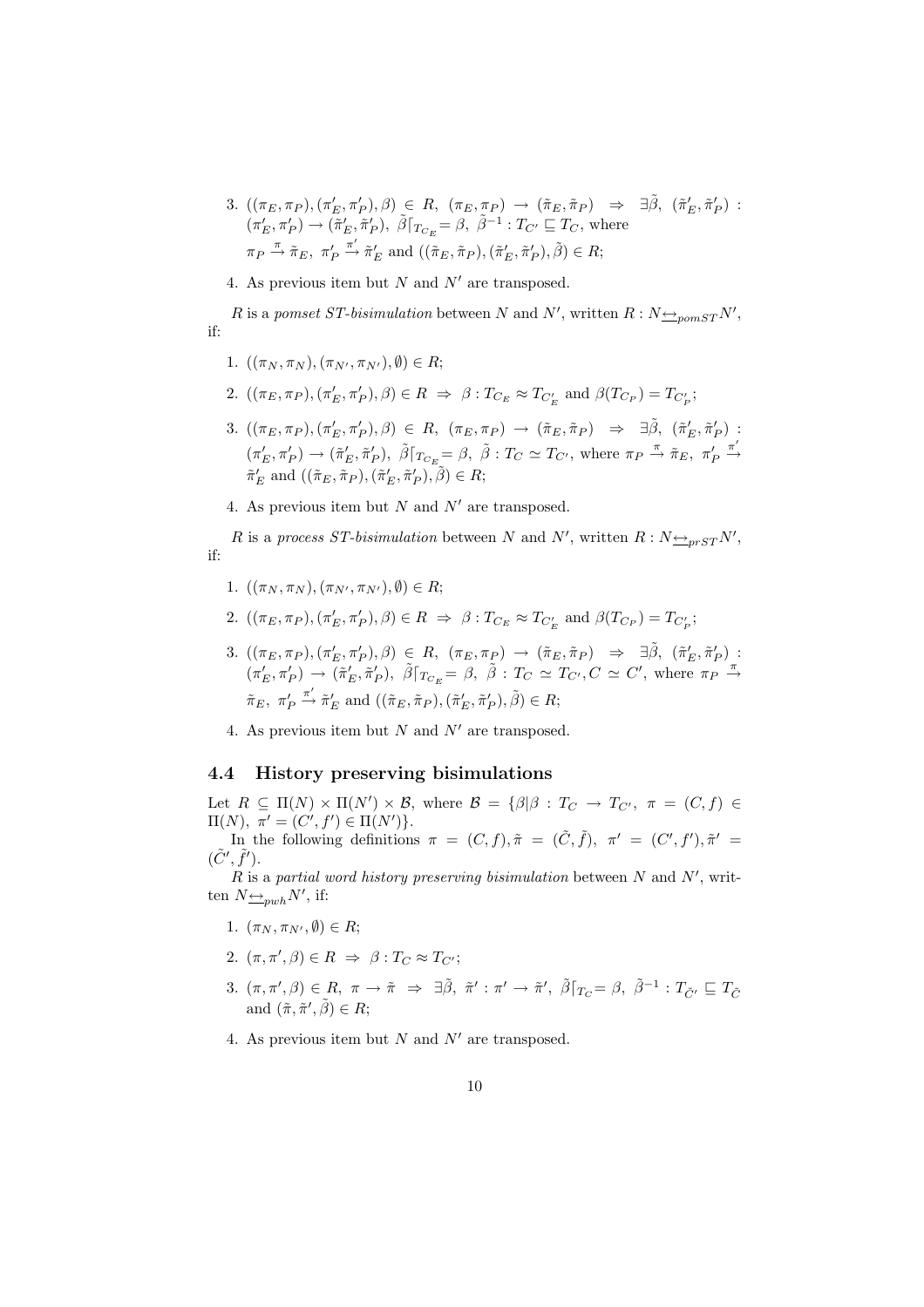3. $((\pi_E, \pi_P), (\pi'_E, \pi'_P), \beta) \in R,\ (\pi_E, \pi_P) \to (\tilde{\pi}_E, \tilde{\pi}_P) \ \Rightarrow\ \exists \tilde{\beta},\ (\tilde{\pi}'_E, \tilde{\pi}'_P) : (\pi'_E, \pi'_P) \to (\tilde{\pi}'_E, \tilde{\pi}'_P),\ \tilde{\beta}\lceil_{T_{C_E}} = \beta,\ \tilde{\beta}^{-1} : T_{C'} \sqsubseteq T_C$, where $\pi_P \xrightarrow{\pi} \tilde{\pi}_E,\ \pi'_P \xrightarrow{\pi'} \tilde{\pi}'_E$ and $((\tilde{\pi}_E, \tilde{\pi}_P), (\tilde{\pi}'_E, \tilde{\pi}'_P), \tilde{\beta}) \in R$;

4. As previous item but $N$ and $N'$ are transposed.

$R$ is a *pomset ST-bisimulation* between $N$ and $N'$, written $R : N \underline{\leftrightarrow}_{pomST} N'$, if:

1. $((\pi_N, \pi_N), (\pi_{N'}, \pi_{N'}), \emptyset) \in R$;

2. $((\pi_E, \pi_P), (\pi'_E, \pi'_P), \beta) \in R \ \Rightarrow\ \beta : T_{C_E} \approx T_{C'_E}$ and $\beta(T_{C_P}) = T_{C'_P}$;

3. $((\pi_E, \pi_P), (\pi'_E, \pi'_P), \beta) \in R,\ (\pi_E, \pi_P) \to (\tilde{\pi}_E, \tilde{\pi}_P) \ \Rightarrow\ \exists \tilde{\beta},\ (\tilde{\pi}'_E, \tilde{\pi}'_P) : (\pi'_E, \pi'_P) \to (\tilde{\pi}'_E, \tilde{\pi}'_P),\ \tilde{\beta}\lceil_{T_{C_E}} = \beta,\ \tilde{\beta} : T_C \simeq T_{C'}$, where $\pi_P \xrightarrow{\pi} \tilde{\pi}_E,\ \pi'_P \xrightarrow{\pi'} \tilde{\pi}'_E$ and $((\tilde{\pi}_E, \tilde{\pi}_P), (\tilde{\pi}'_E, \tilde{\pi}'_P), \tilde{\beta}) \in R$;

4. As previous item but $N$ and $N'$ are transposed.

$R$ is a *process ST-bisimulation* between $N$ and $N'$, written $R : N \underline{\leftrightarrow}_{prST} N'$, if:

1. $((\pi_N, \pi_N), (\pi_{N'}, \pi_{N'}), \emptyset) \in R$;

2. $((\pi_E, \pi_P), (\pi'_E, \pi'_P), \beta) \in R \ \Rightarrow\ \beta : T_{C_E} \approx T_{C'_E}$ and $\beta(T_{C_P}) = T_{C'_P}$;

3. $((\pi_E, \pi_P), (\pi'_E, \pi'_P), \beta) \in R,\ (\pi_E, \pi_P) \to (\tilde{\pi}_E, \tilde{\pi}_P) \ \Rightarrow\ \exists \tilde{\beta},\ (\tilde{\pi}'_E, \tilde{\pi}'_P) : (\pi'_E, \pi'_P) \to (\tilde{\pi}'_E, \tilde{\pi}'_P),\ \tilde{\beta}\lceil_{T_{C_E}} = \beta,\ \tilde{\beta} : T_C \simeq T_{C'}, C \simeq C'$, where $\pi_P \xrightarrow{\pi} \tilde{\pi}_E,\ \pi'_P \xrightarrow{\pi'} \tilde{\pi}'_E$ and $((\tilde{\pi}_E, \tilde{\pi}_P), (\tilde{\pi}'_E, \tilde{\pi}'_P), \tilde{\beta}) \in R$;

4. As previous item but $N$ and $N'$ are transposed.

### 4.4 History preserving bisimulations

Let $R \subseteq \Pi(N) \times \Pi(N') \times \mathcal{B}$, where $\mathcal{B} = \{\beta | \beta : T_C \to T_{C'},\ \pi = (C, f) \in \Pi(N),\ \pi' = (C', f') \in \Pi(N')\}$.

In the following definitions $\pi = (C, f), \tilde{\pi} = (\tilde{C}, \tilde{f}),\ \pi' = (C', f'), \tilde{\pi}' = (\tilde{C}', \tilde{f}')$.

$R$ is a *partial word history preserving bisimulation* between $N$ and $N'$, written $N \underline{\leftrightarrow}_{pwh} N'$, if:

1. $(\pi_N, \pi_{N'}, \emptyset) \in R$;

2. $(\pi, \pi', \beta) \in R \ \Rightarrow\ \beta : T_C \approx T_{C'}$;

3. $(\pi, \pi', \beta) \in R,\ \pi \to \tilde{\pi} \ \Rightarrow\ \exists \tilde{\beta},\ \tilde{\pi}' : \pi' \to \tilde{\pi}',\ \tilde{\beta}\lceil_{T_C} = \beta,\ \tilde{\beta}^{-1} : T_{\tilde{C}'} \sqsubseteq T_{\tilde{C}}$ and $(\tilde{\pi}, \tilde{\pi}', \tilde{\beta}) \in R$;

4. As previous item but $N$ and $N'$ are transposed.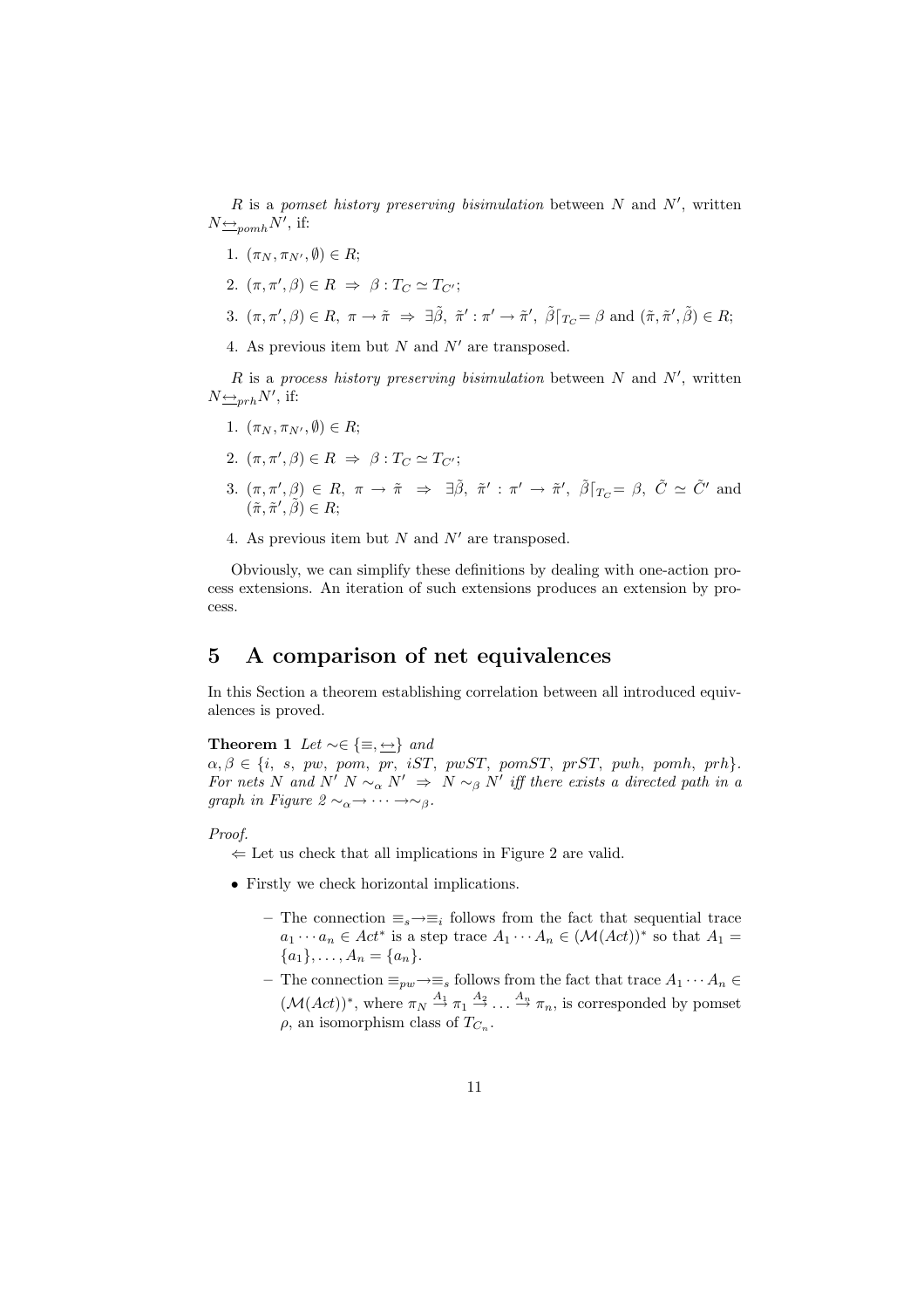$R$ is a *pomset history preserving bisimulation* between $N$ and $N'$, written $N \underline{\leftrightarrow}_{pomh} N'$, if:

1. $(\pi_N, \pi_{N'}, \emptyset) \in R$;
2. $(\pi, \pi', \beta) \in R \;\Rightarrow\; \beta : T_C \simeq T_{C'}$;
3. $(\pi, \pi', \beta) \in R,\; \pi \to \tilde{\pi} \;\Rightarrow\; \exists \tilde{\beta},\; \tilde{\pi}' : \pi' \to \tilde{\pi}',\; \tilde{\beta}\lceil_{T_C} = \beta$ and $(\tilde{\pi}, \tilde{\pi}', \tilde{\beta}) \in R$;
4. As previous item but $N$ and $N'$ are transposed.

$R$ is a *process history preserving bisimulation* between $N$ and $N'$, written $N \underline{\leftrightarrow}_{prh} N'$, if:

1. $(\pi_N, \pi_{N'}, \emptyset) \in R$;
2. $(\pi, \pi', \beta) \in R \;\Rightarrow\; \beta : T_C \simeq T_{C'}$;
3. $(\pi, \pi', \beta) \in R,\; \pi \to \tilde{\pi} \;\Rightarrow\; \exists \tilde{\beta},\; \tilde{\pi}' : \pi' \to \tilde{\pi}',\; \tilde{\beta}\lceil_{T_C} = \beta,\; \tilde{C} \simeq \tilde{C}'$ and $(\tilde{\pi}, \tilde{\pi}', \tilde{\beta}) \in R$;
4. As previous item but $N$ and $N'$ are transposed.

Obviously, we can simplify these definitions by dealing with one-action process extensions. An iteration of such extensions produces an extension by process.

# 5 A comparison of net equivalences

In this Section a theorem establishing correlation between all introduced equivalences is proved.

**Theorem 1** *Let $\sim \in \{\equiv, \underline{\leftrightarrow}\}$ and $\alpha, \beta \in \{i,\ s,\ pw,\ pom,\ pr,\ iST,\ pwST,\ pomST,\ prST,\ pwh,\ pomh,\ prh\}$. For nets $N$ and $N'$ $N \sim_\alpha N' \;\Rightarrow\; N \sim_\beta N'$ iff there exists a directed path in a graph in Figure 2 $\sim_\alpha \to \cdots \to \sim_\beta$.*

*Proof.*

$\Leftarrow$ Let us check that all implications in Figure 2 are valid.

- Firstly we check horizontal implications.
  - The connection $\equiv_s \to \equiv_i$ follows from the fact that sequential trace $a_1 \cdots a_n \in Act^*$ is a step trace $A_1 \cdots A_n \in (\mathcal{M}(Act))^*$ so that $A_1 = \{a_1\}, \ldots, A_n = \{a_n\}$.
  - The connection $\equiv_{pw} \to \equiv_s$ follows from the fact that trace $A_1 \cdots A_n \in (\mathcal{M}(Act))^*$, where $\pi_N \stackrel{A_1}{\to} \pi_1 \stackrel{A_2}{\to} \ldots \stackrel{A_n}{\to} \pi_n$, is corresponded by pomset $\rho$, an isomorphism class of $T_{C_n}$.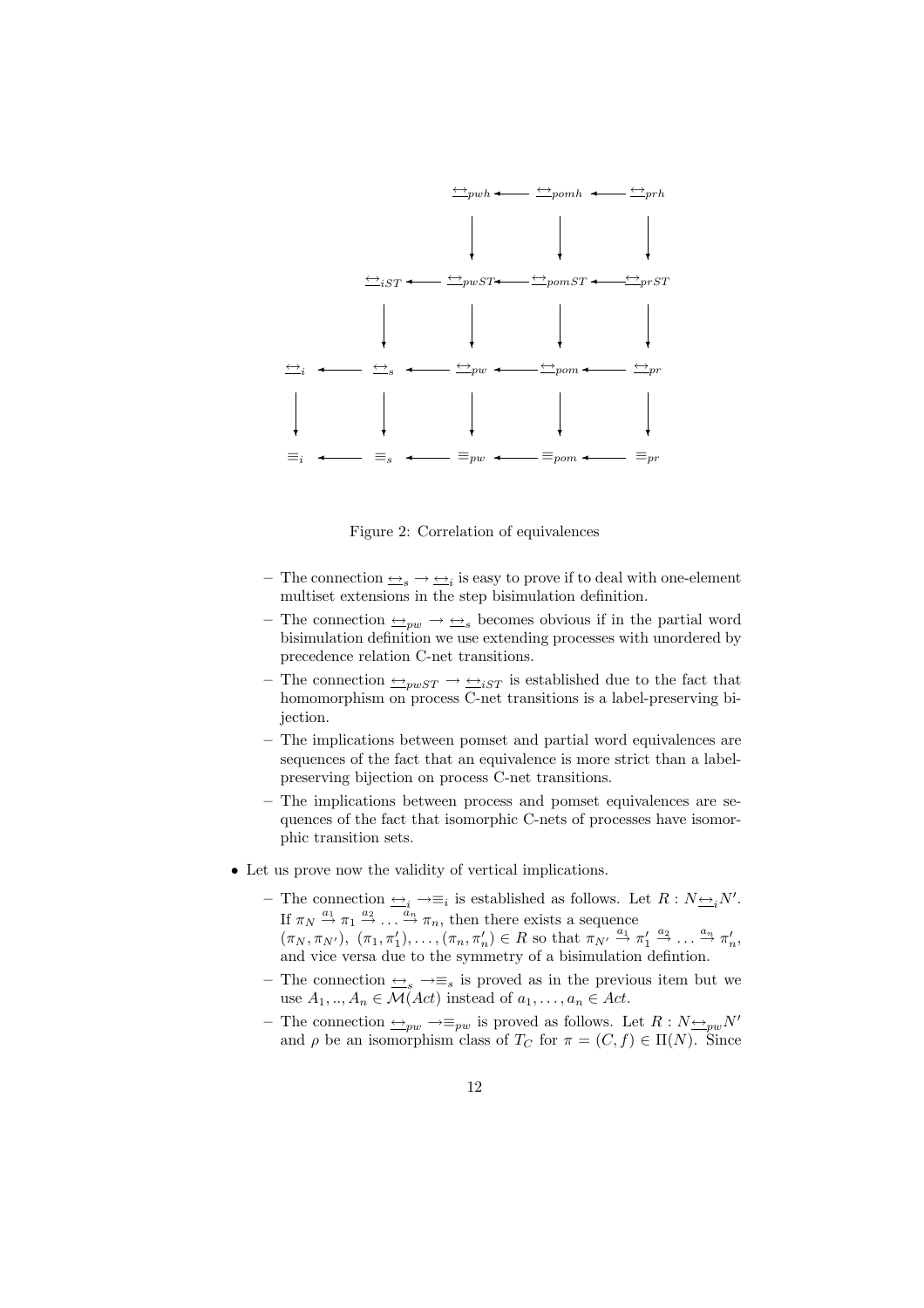$$
\begin{array}{ccccccccc}
 & & & & \underline{\leftrightarrow}_{pwh} & \longleftarrow & \underline{\leftrightarrow}_{pomh} & \longleftarrow & \underline{\leftrightarrow}_{prh} \\
 & & & & \downarrow & & \downarrow & & \downarrow \\
 & & \underline{\leftrightarrow}_{iST} & \longleftarrow & \underline{\leftrightarrow}_{pwST} & \longleftarrow & \underline{\leftrightarrow}_{pomST} & \longleftarrow & \underline{\leftrightarrow}_{prST} \\
 & & \downarrow & & \downarrow & & \downarrow & & \downarrow \\
\underline{\leftrightarrow}_{i} & \longleftarrow & \underline{\leftrightarrow}_{s} & \longleftarrow & \underline{\leftrightarrow}_{pw} & \longleftarrow & \underline{\leftrightarrow}_{pom} & \longleftarrow & \underline{\leftrightarrow}_{pr} \\
\downarrow & & \downarrow & & \downarrow & & \downarrow & & \downarrow \\
\equiv_{i} & \longleftarrow & \equiv_{s} & \longleftarrow & \equiv_{pw} & \longleftarrow & \equiv_{pom} & \longleftarrow & \equiv_{pr}
\end{array}
$$

Figure 2: Correlation of equivalences

- The connection $\underline{\leftrightarrow}_s \rightarrow \underline{\leftrightarrow}_i$ is easy to prove if to deal with one-element multiset extensions in the step bisimulation definition.
- The connection $\underline{\leftrightarrow}_{pw} \rightarrow \underline{\leftrightarrow}_s$ becomes obvious if in the partial word bisimulation definition we use extending processes with unordered by precedence relation C-net transitions.
- The connection $\underline{\leftrightarrow}_{pwST} \rightarrow \underline{\leftrightarrow}_{iST}$ is established due to the fact that homomorphism on process C-net transitions is a label-preserving bijection.
- The implications between pomset and partial word equivalences are sequences of the fact that an equivalence is more strict than a label-preserving bijection on process C-net transitions.
- The implications between process and pomset equivalences are sequences of the fact that isomorphic C-nets of processes have isomorphic transition sets.

- Let us prove now the validity of vertical implications.
  - The connection $\underline{\leftrightarrow}_i \rightarrow \equiv_i$ is established as follows. Let $R : N \underline{\leftrightarrow}_i N'$. If $\pi_N \stackrel{a_1}{\rightarrow} \pi_1 \stackrel{a_2}{\rightarrow} \ldots \stackrel{a_n}{\rightarrow} \pi_n$, then there exists a sequence $(\pi_N, \pi_{N'}),\ (\pi_1, \pi_1'), \ldots, (\pi_n, \pi_n') \in R$ so that $\pi_{N'} \stackrel{a_1}{\rightarrow} \pi_1' \stackrel{a_2}{\rightarrow} \ldots \stackrel{a_n}{\rightarrow} \pi_n'$, and vice versa due to the symmetry of a bisimulation defintion.
  - The connection $\underline{\leftrightarrow}_s \rightarrow \equiv_s$ is proved as in the previous item but we use $A_1, .., A_n \in \mathcal{M}(Act)$ instead of $a_1, \ldots, a_n \in Act$.
  - The connection $\underline{\leftrightarrow}_{pw} \rightarrow \equiv_{pw}$ is proved as follows. Let $R : N \underline{\leftrightarrow}_{pw} N'$ and $\rho$ be an isomorphism class of $T_C$ for $\pi = (C, f) \in \Pi(N)$. Since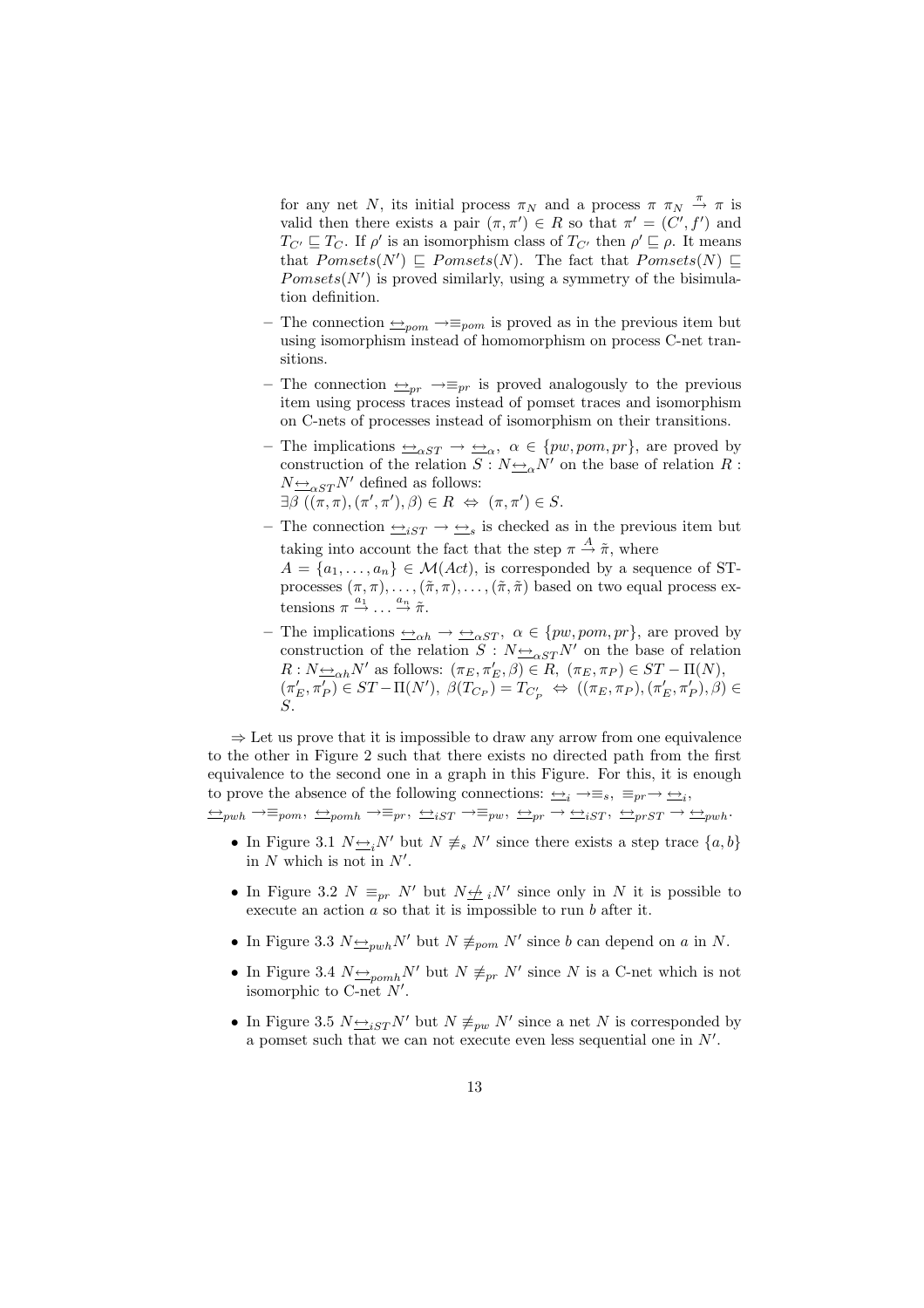for any net $N$, its initial process $\pi_N$ and a process $\pi$ $\pi_N \stackrel{\pi}{\to} \pi$ is valid then there exists a pair $(\pi, \pi') \in R$ so that $\pi' = (C', f')$ and $T_{C'} \sqsubseteq T_C$. If $\rho'$ is an isomorphism class of $T_{C'}$ then $\rho' \sqsubseteq \rho$. It means that $Pomsets(N') \sqsubseteq Pomsets(N)$. The fact that $Pomsets(N) \sqsubseteq Pomsets(N')$ is proved similarly, using a symmetry of the bisimulation definition.

- The connection $\underline{\leftrightarrow}_{pom} \to \equiv_{pom}$ is proved as in the previous item but using isomorphism instead of homomorphism on process C-net transitions.
- The connection $\underline{\leftrightarrow}_{pr} \to \equiv_{pr}$ is proved analogously to the previous item using process traces instead of pomset traces and isomorphism on C-nets of processes instead of isomorphism on their transitions.
- The implications $\underline{\leftrightarrow}_{\alpha ST} \to \underline{\leftrightarrow}_{\alpha},\ \alpha \in \{pw, pom, pr\}$, are proved by construction of the relation $S : N \underline{\leftrightarrow}_{\alpha} N'$ on the base of relation $R : N \underline{\leftrightarrow}_{\alpha ST} N'$ defined as follows:
  $\exists \beta\ ((\pi, \pi), (\pi', \pi'), \beta) \in R \ \Leftrightarrow\ (\pi, \pi') \in S$.
- The connection $\underline{\leftrightarrow}_{iST} \to \underline{\leftrightarrow}_{s}$ is checked as in the previous item but taking into account the fact that the step $\pi \stackrel{A}{\to} \tilde{\pi}$, where $A = \{a_1, \ldots, a_n\} \in \mathcal{M}(Act)$, is corresponded by a sequence of ST-processes $(\pi, \pi), \ldots, (\tilde{\pi}, \pi), \ldots, (\tilde{\pi}, \tilde{\pi})$ based on two equal process extensions $\pi \stackrel{a_1}{\to} \ldots \stackrel{a_n}{\to} \tilde{\pi}$.
- The implications $\underline{\leftrightarrow}_{\alpha h} \to \underline{\leftrightarrow}_{\alpha ST},\ \alpha \in \{pw, pom, pr\}$, are proved by construction of the relation $S : N \underline{\leftrightarrow}_{\alpha ST} N'$ on the base of relation $R : N \underline{\leftrightarrow}_{\alpha h} N'$ as follows: $(\pi_E, \pi'_E, \beta) \in R,\ (\pi_E, \pi_P) \in ST-\Pi(N)$, $(\pi'_E, \pi'_P) \in ST-\Pi(N'),\ \beta(T_{C_P}) = T_{C'_P} \ \Leftrightarrow\ ((\pi_E, \pi_P), (\pi'_E, \pi'_P), \beta) \in S$.

$\Rightarrow$ Let us prove that it is impossible to draw any arrow from one equivalence to the other in Figure 2 such that there exists no directed path from the first equivalence to the second one in a graph in this Figure. For this, it is enough to prove the absence of the following connections: $\underline{\leftrightarrow}_{i} \to \equiv_{s},\ \equiv_{pr} \to \underline{\leftrightarrow}_{i}$, $\underline{\leftrightarrow}_{pwh} \to \equiv_{pom},\ \underline{\leftrightarrow}_{pomh} \to \equiv_{pr},\ \underline{\leftrightarrow}_{iST} \to \equiv_{pw},\ \underline{\leftrightarrow}_{pr} \to \underline{\leftrightarrow}_{iST},\ \underline{\leftrightarrow}_{prST} \to \underline{\leftrightarrow}_{pwh}$.

- In Figure 3.1 $N \underline{\leftrightarrow}_{i} N'$ but $N \not\equiv_{s} N'$ since there exists a step trace $\{a, b\}$ in $N$ which is not in $N'$.
- In Figure 3.2 $N \equiv_{pr} N'$ but $N \not\underline{\leftrightarrow}_{i} N'$ since only in $N$ it is possible to execute an action $a$ so that it is impossible to run $b$ after it.
- In Figure 3.3 $N \underline{\leftrightarrow}_{pwh} N'$ but $N \not\equiv_{pom} N'$ since $b$ can depend on $a$ in $N$.
- In Figure 3.4 $N \underline{\leftrightarrow}_{pomh} N'$ but $N \not\equiv_{pr} N'$ since $N$ is a C-net which is not isomorphic to C-net $N'$.
- In Figure 3.5 $N \underline{\leftrightarrow}_{iST} N'$ but $N \not\equiv_{pw} N'$ since a net $N$ is corresponded by a pomset such that we can not execute even less sequential one in $N'$.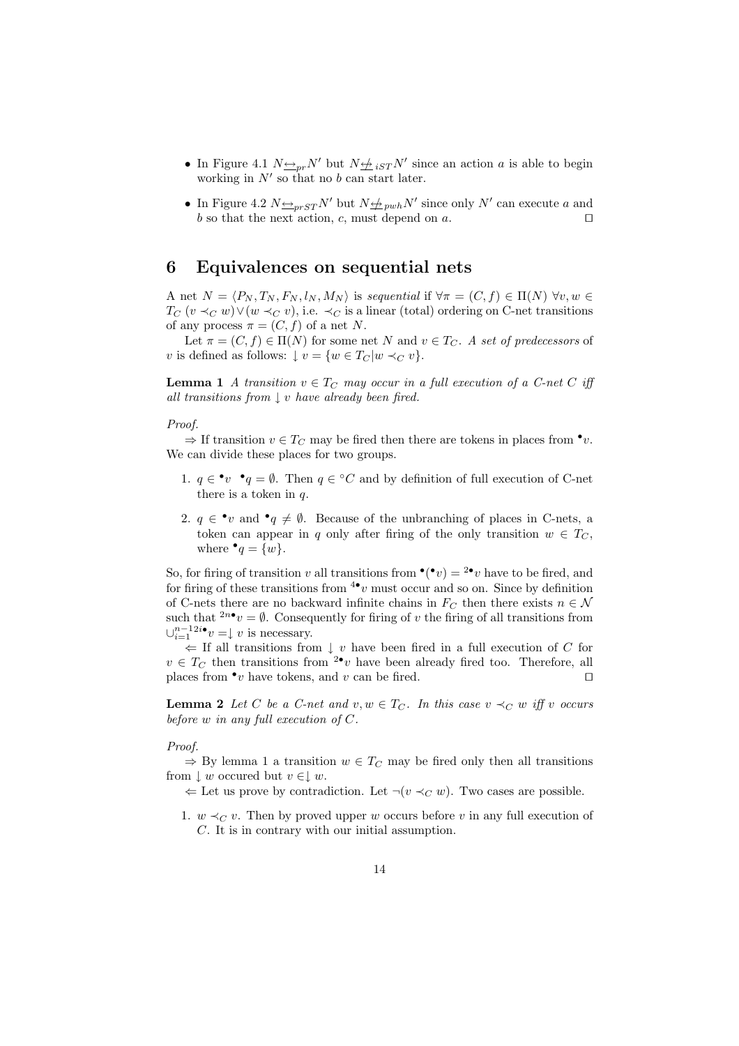- In Figure 4.1 $N \underline{\leftrightarrow}_{pr} N'$ but $N \underline{\not\leftrightarrow}_{iST} N'$ since an action $a$ is able to begin working in $N'$ so that no $b$ can start later.
- In Figure 4.2 $N \underline{\leftrightarrow}_{prST} N'$ but $N \underline{\not\leftrightarrow}_{pwh} N'$ since only $N'$ can execute $a$ and $b$ so that the next action, $c$, must depend on $a$. ⊓⊔

# 6 Equivalences on sequential nets

A net $N = \langle P_N, T_N, F_N, l_N, M_N \rangle$ is *sequential* if $\forall \pi = (C, f) \in \Pi(N)\ \forall v, w \in T_C\ (v \prec_C w) \vee (w \prec_C v)$, i.e. $\prec_C$ is a linear (total) ordering on C-net transitions of any process $\pi = (C, f)$ of a net $N$.

Let $\pi = (C, f) \in \Pi(N)$ for some net $N$ and $v \in T_C$. *A set of predecessors* of $v$ is defined as follows: $\downarrow v = \{w \in T_C | w \prec_C v\}$.

**Lemma 1** *A transition $v \in T_C$ may occur in a full execution of a C-net $C$ iff all transitions from $\downarrow v$ have already been fired.*

*Proof.*

$\Rightarrow$ If transition $v \in T_C$ may be fired then there are tokens in places from ${}^\bullet v$. We can divide these places for two groups.

1. $q \in {}^\bullet v \ \ {}^\bullet q = \emptyset$. Then $q \in {}^\circ C$ and by definition of full execution of C-net there is a token in $q$.
2. $q \in {}^\bullet v$ and ${}^\bullet q \neq \emptyset$. Because of the unbranching of places in C-nets, a token can appear in $q$ only after firing of the only transition $w \in T_C$, where ${}^\bullet q = \{w\}$.

So, for firing of transition $v$ all transitions from ${}^\bullet({}^\bullet v) = {}^{2\bullet} v$ have to be fired, and for firing of these transitions from ${}^{4\bullet} v$ must occur and so on. Since by definition of C-nets there are no backward infinite chains in $F_C$ then there exists $n \in \mathcal{N}$ such that ${}^{2n\bullet} v = \emptyset$. Consequently for firing of $v$ the firing of all transitions from $\cup_{i=1}^{n-1} {}^{2i\bullet} v = \downarrow v$ is necessary.

$\Leftarrow$ If all transitions from $\downarrow v$ have been fired in a full execution of $C$ for $v \in T_C$ then transitions from ${}^{2\bullet} v$ have been already fired too. Therefore, all places from ${}^\bullet v$ have tokens, and $v$ can be fired. ⊓⊔

**Lemma 2** *Let $C$ be a C-net and $v, w \in T_C$. In this case $v \prec_C w$ iff $v$ occurs before $w$ in any full execution of $C$.*

*Proof.*

$\Rightarrow$ By lemma 1 a transition $w \in T_C$ may be fired only then all transitions from $\downarrow w$ occured but $v \in \downarrow w$.

$\Leftarrow$ Let us prove by contradiction. Let $\neg(v \prec_C w)$. Two cases are possible.

1. $w \prec_C v$. Then by proved upper $w$ occurs before $v$ in any full execution of $C$. It is in contrary with our initial assumption.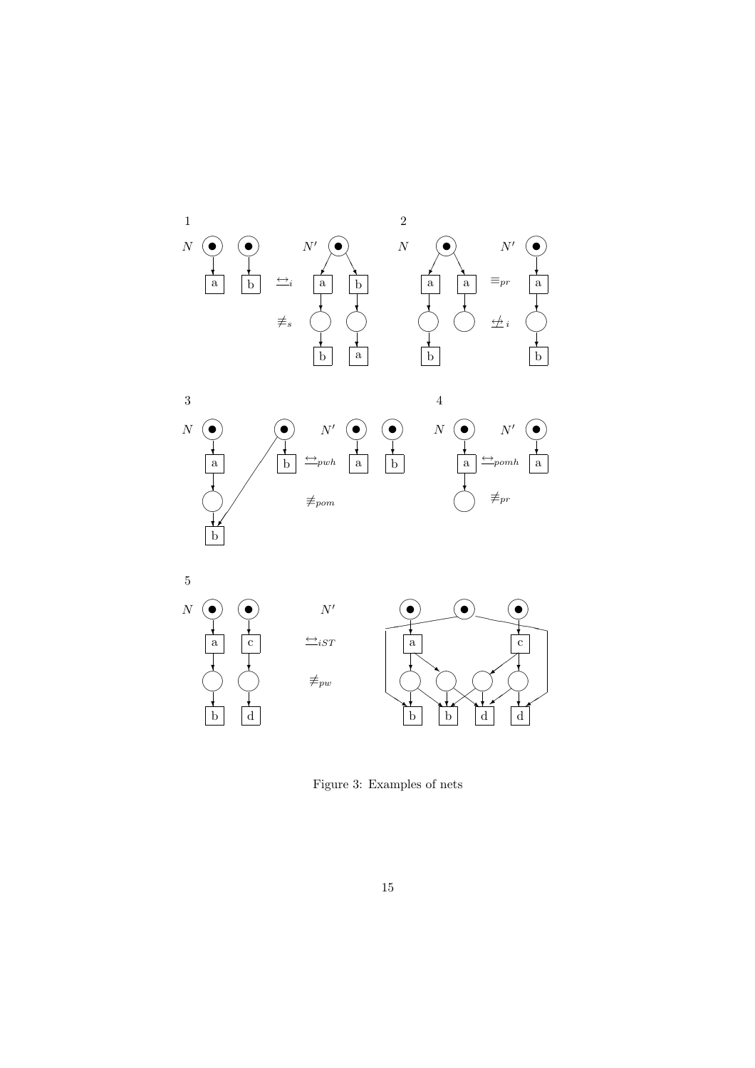Figure 3: Examples of nets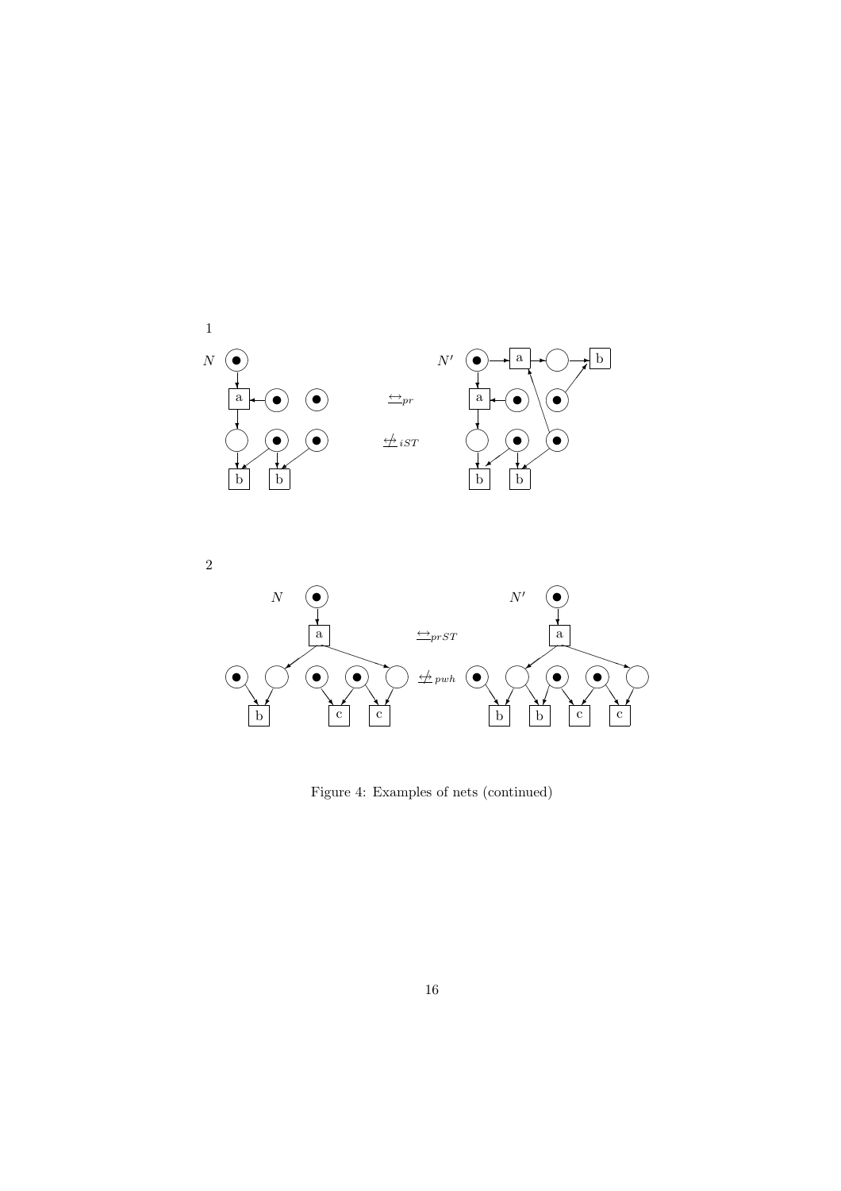1

$N$ $\quad\quad\quad\quad\quad\quad\quad\quad$ $N'$

$\underline{\leftrightarrow}_{pr}$

$\underline{\not\leftrightarrow}_{iST}$

2

$N$ $\quad\quad\quad\quad\quad\quad\quad\quad$ $N'$

$\underline{\leftrightarrow}_{prST}$

$\underline{\not\leftrightarrow}_{pwh}$

Figure 4: Examples of nets (continued)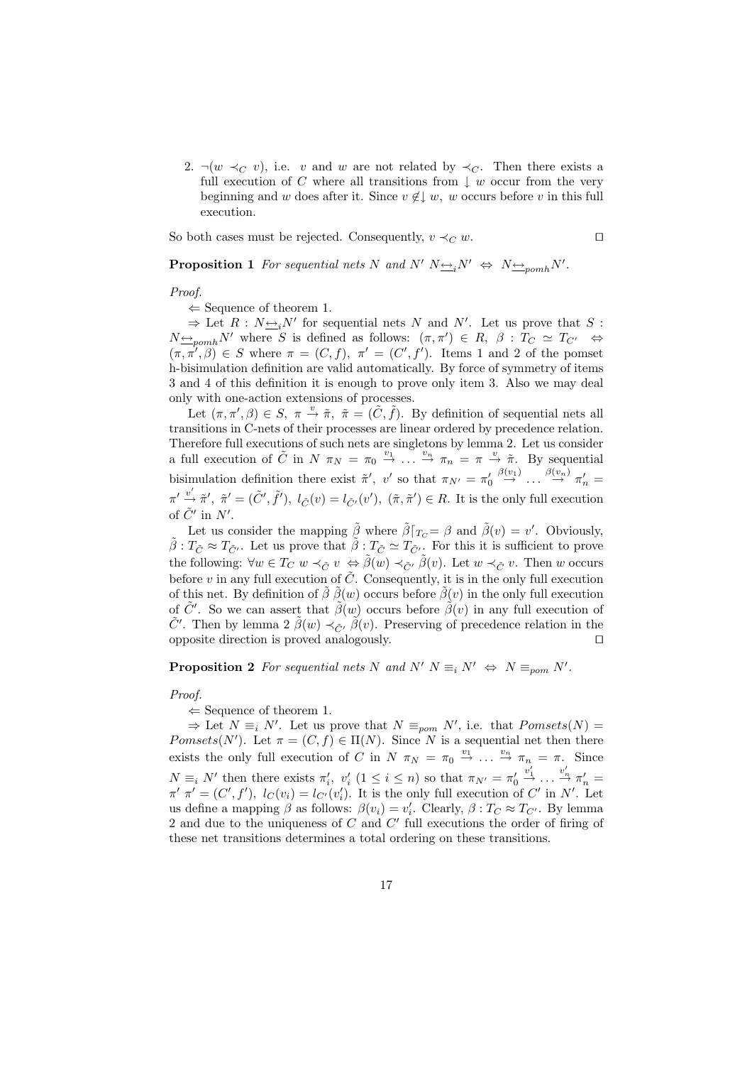2. $\neg(w \prec_C v)$, i.e. $v$ and $w$ are not related by $\prec_C$. Then there exists a full execution of $C$ where all transitions from $\downarrow w$ occur from the very beginning and $w$ does after it. Since $v \notin \downarrow w$, $w$ occurs before $v$ in this full execution.

So both cases must be rejected. Consequently, $v \prec_C w$. $\square$

**Proposition 1** *For sequential nets $N$ and $N'$ $N \underline{\leftrightarrow}_i N' \;\Leftrightarrow\; N \underline{\leftrightarrow}_{pomh} N'$.*

*Proof.*

$\Leftarrow$ Sequence of theorem 1.

$\Rightarrow$ Let $R : N \underline{\leftrightarrow}_i N'$ for sequential nets $N$ and $N'$. Let us prove that $S : N \underline{\leftrightarrow}_{pomh} N'$ where $S$ is defined as follows: $(\pi, \pi') \in R,\ \beta : T_C \simeq T_{C'} \;\Leftrightarrow\; (\pi, \pi', \beta) \in S$ where $\pi = (C, f),\ \pi' = (C', f')$. Items 1 and 2 of the pomset h-bisimulation definition are valid automatically. By force of symmetry of items 3 and 4 of this definition it is enough to prove only item 3. Also we may deal only with one-action extensions of processes.

Let $(\pi, \pi', \beta) \in S,\ \pi \xrightarrow{v} \tilde{\pi},\ \tilde{\pi} = (\tilde{C}, \tilde{f})$. By definition of sequential nets all transitions in C-nets of their processes are linear ordered by precedence relation. Therefore full executions of such nets are singletons by lemma 2. Let us consider a full execution of $\tilde{C}$ in $N$ $\pi_N = \pi_0 \xrightarrow{v_1} \ldots \xrightarrow{v_n} \pi_n = \pi \xrightarrow{v} \tilde{\pi}$. By sequential bisimulation definition there exist $\tilde{\pi}',\ v'$ so that $\pi_{N'} = \pi'_0 \xrightarrow{\beta(v_1)} \ldots \xrightarrow{\beta(v_n)} \pi'_n = \pi' \xrightarrow{v'} \tilde{\pi}',\ \tilde{\pi}' = (\tilde{C}', \tilde{f}'),\ l_{\tilde{C}}(v) = l_{\tilde{C}'}(v'),\ (\tilde{\pi}, \tilde{\pi}') \in R$. It is the only full execution of $\tilde{C}'$ in $N'$.

Let us consider the mapping $\tilde{\beta}$ where $\tilde{\beta}\lceil_{T_C} = \beta$ and $\tilde{\beta}(v) = v'$. Obviously, $\tilde{\beta} : T_{\tilde{C}} \approx T_{\tilde{C}'}$. Let us prove that $\tilde{\beta} : T_{\tilde{C}} \simeq T_{\tilde{C}'}$. For this it is sufficient to prove the following: $\forall w \in T_C\ w \prec_{\tilde{C}} v \;\Leftrightarrow\; \tilde{\beta}(w) \prec_{\tilde{C}'} \tilde{\beta}(v)$. Let $w \prec_{\tilde{C}} v$. Then $w$ occurs before $v$ in any full execution of $\tilde{C}$. Consequently, it is in the only full execution of this net. By definition of $\tilde{\beta}$ $\tilde{\beta}(w)$ occurs before $\tilde{\beta}(v)$ in the only full execution of $\tilde{C}'$. So we can assert that $\tilde{\beta}(w)$ occurs before $\tilde{\beta}(v)$ in any full execution of $\tilde{C}'$. Then by lemma 2 $\tilde{\beta}(w) \prec_{\tilde{C}'} \tilde{\beta}(v)$. Preserving of precedence relation in the opposite direction is proved analogously. $\square$

**Proposition 2** *For sequential nets $N$ and $N'$ $N \equiv_i N' \;\Leftrightarrow\; N \equiv_{pom} N'$.*

*Proof.*

$\Leftarrow$ Sequence of theorem 1.

$\Rightarrow$ Let $N \equiv_i N'$. Let us prove that $N \equiv_{pom} N'$, i.e. that $Pomsets(N) = Pomsets(N')$. Let $\pi = (C, f) \in \Pi(N)$. Since $N$ is a sequential net then there exists the only full execution of $C$ in $N$ $\pi_N = \pi_0 \xrightarrow{v_1} \ldots \xrightarrow{v_n} \pi_n = \pi$. Since $N \equiv_i N'$ then there exists $\pi'_i,\ v'_i\ (1 \le i \le n)$ so that $\pi_{N'} = \pi'_0 \xrightarrow{v'_1} \ldots \xrightarrow{v'_n} \pi'_n = \pi'\ \pi' = (C', f'),\ l_C(v_i) = l_{C'}(v'_i)$. It is the only full execution of $C'$ in $N'$. Let us define a mapping $\beta$ as follows: $\beta(v_i) = v'_i$. Clearly, $\beta : T_C \approx T_{C'}$. By lemma 2 and due to the uniqueness of $C$ and $C'$ full executions the order of firing of these net transitions determines a total ordering on these transitions.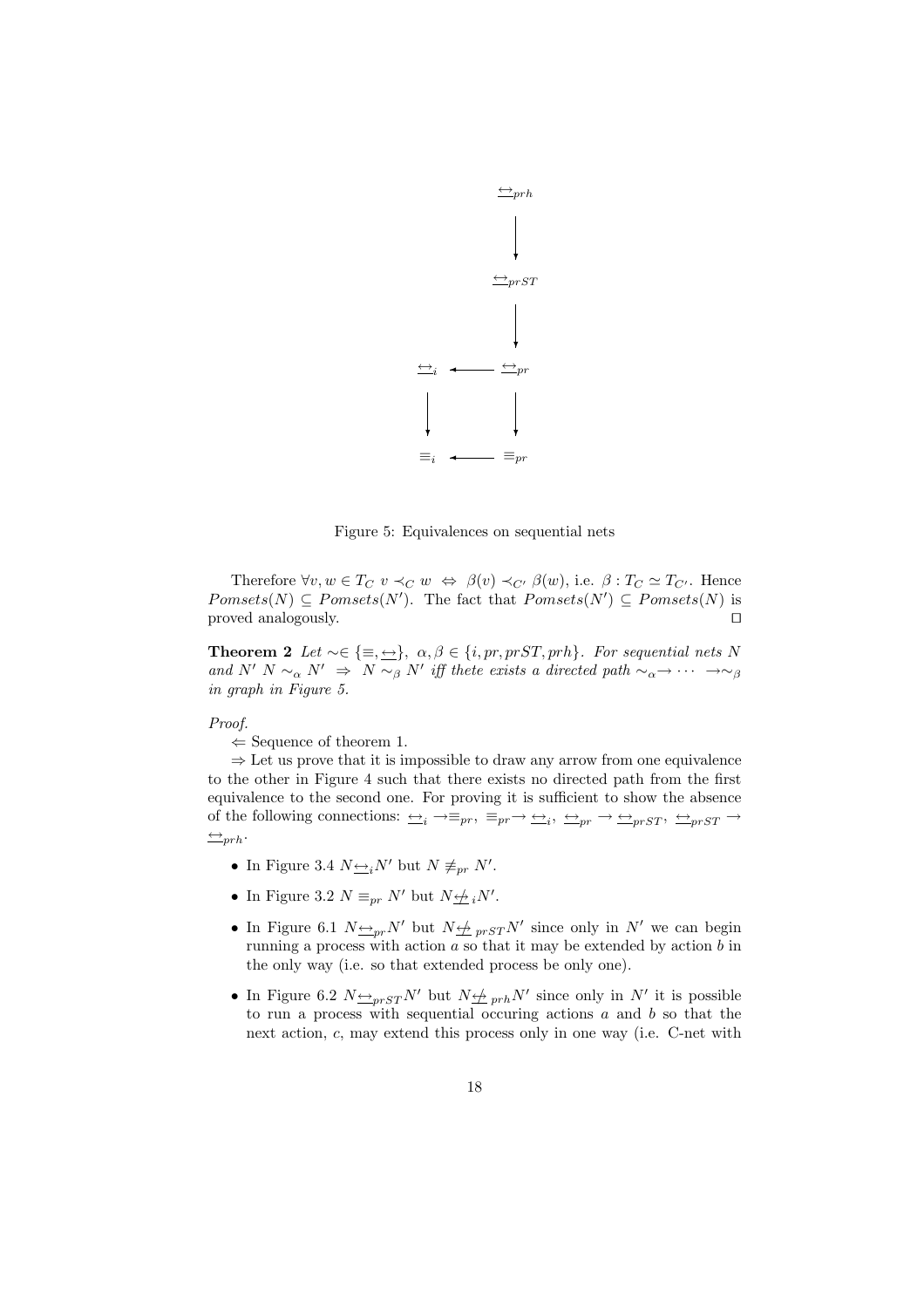$$
\begin{array}{ccc}
 & & \underline{\leftrightarrow}_{prh} \\
 & & \downarrow \\
 & & \underline{\leftrightarrow}_{prST} \\
 & & \downarrow \\
\underline{\leftrightarrow}_{i} & \longleftarrow & \underline{\leftrightarrow}_{pr} \\
\downarrow & & \downarrow \\
\equiv_{i} & \longleftarrow & \equiv_{pr}
\end{array}
$$

Figure 5: Equivalences on sequential nets

Therefore $\forall v, w \in T_C \; v \prec_C w \;\Leftrightarrow\; \beta(v) \prec_{C'} \beta(w)$, i.e. $\beta : T_C \simeq T_{C'}$. Hence $Pomsets(N) \subseteq Pomsets(N')$. The fact that $Pomsets(N') \subseteq Pomsets(N)$ is proved analogously. $\square$

**Theorem 2** *Let $\sim \in \{\equiv, \underline{\leftrightarrow}\}$, $\alpha, \beta \in \{i, pr, prST, prh\}$. For sequential nets $N$ and $N'$ $N \sim_\alpha N' \;\Rightarrow\; N \sim_\beta N'$ iff thete exists a directed path $\sim_\alpha \rightarrow \cdots \rightarrow \sim_\beta$ in graph in Figure 5.*

*Proof.*

$\Leftarrow$ Sequence of theorem 1.

$\Rightarrow$ Let us prove that it is impossible to draw any arrow from one equivalence to the other in Figure 4 such that there exists no directed path from the first equivalence to the second one. For proving it is sufficient to show the absence of the following connections: $\underline{\leftrightarrow}_i \rightarrow \equiv_{pr}$, $\equiv_{pr} \rightarrow \underline{\leftrightarrow}_i$, $\underline{\leftrightarrow}_{pr} \rightarrow \underline{\leftrightarrow}_{prST}$, $\underline{\leftrightarrow}_{prST} \rightarrow \underline{\leftrightarrow}_{prh}$.

- In Figure 3.4 $N \underline{\leftrightarrow}_i N'$ but $N \not\equiv_{pr} N'$.
- In Figure 3.2 $N \equiv_{pr} N'$ but $N \underline{\not\leftrightarrow}_i N'$.
- In Figure 6.1 $N \underline{\leftrightarrow}_{pr} N'$ but $N \underline{\not\leftrightarrow}_{prST} N'$ since only in $N'$ we can begin running a process with action $a$ so that it may be extended by action $b$ in the only way (i.e. so that extended process be only one).
- In Figure 6.2 $N \underline{\leftrightarrow}_{prST} N'$ but $N \underline{\not\leftrightarrow}_{prh} N'$ since only in $N'$ it is possible to run a process with sequential occuring actions $a$ and $b$ so that the next action, $c$, may extend this process only in one way (i.e. C-net with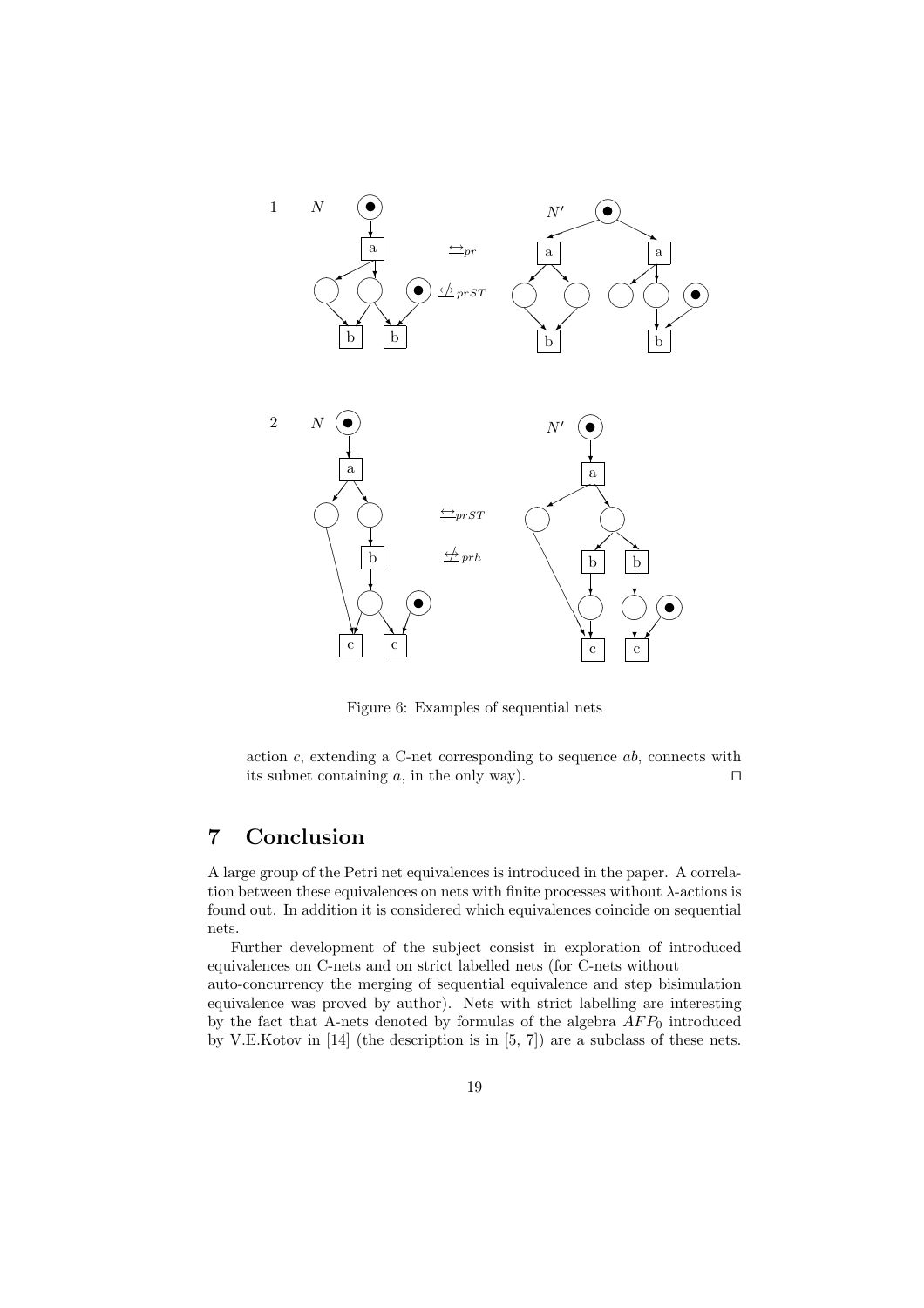Figure 6: Examples of sequential nets

action $c$, extending a C-net corresponding to sequence $ab$, connects with its subnet containing $a$, in the only way). ⊓⊔

# 7 Conclusion

A large group of the Petri net equivalences is introduced in the paper. A correlation between these equivalences on nets with finite processes without $\lambda$-actions is found out. In addition it is considered which equivalences coincide on sequential nets.

Further development of the subject consist in exploration of introduced equivalences on C-nets and on strict labelled nets (for C-nets without auto-concurrency the merging of sequential equivalence and step bisimulation equivalence was proved by author). Nets with strict labelling are interesting by the fact that A-nets denoted by formulas of the algebra $AFP_0$ introduced by V.E.Kotov in [14] (the description is in [5, 7]) are a subclass of these nets.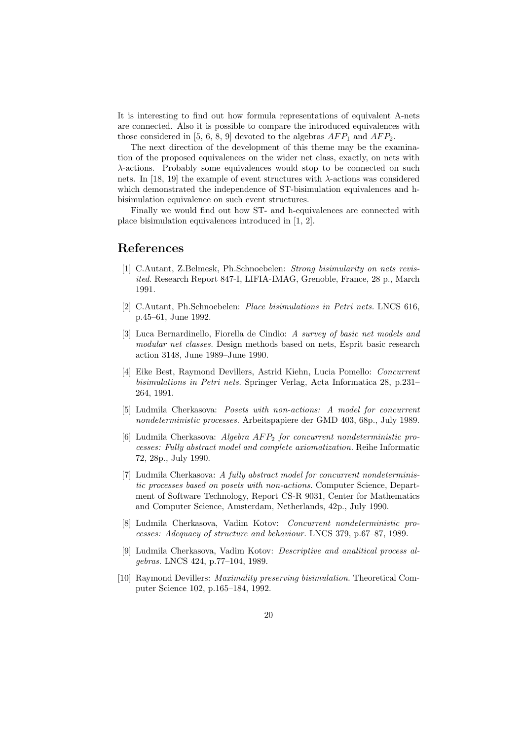It is interesting to find out how formula representations of equivalent A-nets are connected. Also it is possible to compare the introduced equivalences with those considered in [5, 6, 8, 9] devoted to the algebras $AFP_1$ and $AFP_2$.

The next direction of the development of this theme may be the examination of the proposed equivalences on the wider net class, exactly, on nets with $\lambda$-actions. Probably some equivalences would stop to be connected on such nets. In [18, 19] the example of event structures with $\lambda$-actions was considered which demonstrated the independence of ST-bisimulation equivalences and h-bisimulation equivalence on such event structures.

Finally we would find out how ST- and h-equivalences are connected with place bisimulation equivalences introduced in [1, 2].

# References

[1] C.Autant, Z.Belmesk, Ph.Schnoebelen: *Strong bisimularity on nets revisited.* Research Report 847-I, LIFIA-IMAG, Grenoble, France, 28 p., March 1991.

[2] C.Autant, Ph.Schnoebelen: *Place bisimulations in Petri nets.* LNCS 616, p.45–61, June 1992.

[3] Luca Bernardinello, Fiorella de Cindio: *A survey of basic net models and modular net classes.* Design methods based on nets, Esprit basic research action 3148, June 1989–June 1990.

[4] Eike Best, Raymond Devillers, Astrid Kiehn, Lucia Pomello: *Concurrent bisimulations in Petri nets.* Springer Verlag, Acta Informatica 28, p.231–264, 1991.

[5] Ludmila Cherkasova: *Posets with non-actions: A model for concurrent nondeterministic processes.* Arbeitspapiere der GMD 403, 68p., July 1989.

[6] Ludmila Cherkasova: *Algebra $AFP_2$ for concurrent nondeterministic processes: Fully abstract model and complete axiomatization.* Reihe Informatic 72, 28p., July 1990.

[7] Ludmila Cherkasova: *A fully abstract model for concurrent nondeterministic processes based on posets with non-actions.* Computer Science, Department of Software Technology, Report CS-R 9031, Center for Mathematics and Computer Science, Amsterdam, Netherlands, 42p., July 1990.

[8] Ludmila Cherkasova, Vadim Kotov: *Concurrent nondeterministic processes: Adequacy of structure and behaviour.* LNCS 379, p.67–87, 1989.

[9] Ludmila Cherkasova, Vadim Kotov: *Descriptive and analitical process algebras.* LNCS 424, p.77–104, 1989.

[10] Raymond Devillers: *Maximality preserving bisimulation.* Theoretical Computer Science 102, p.165–184, 1992.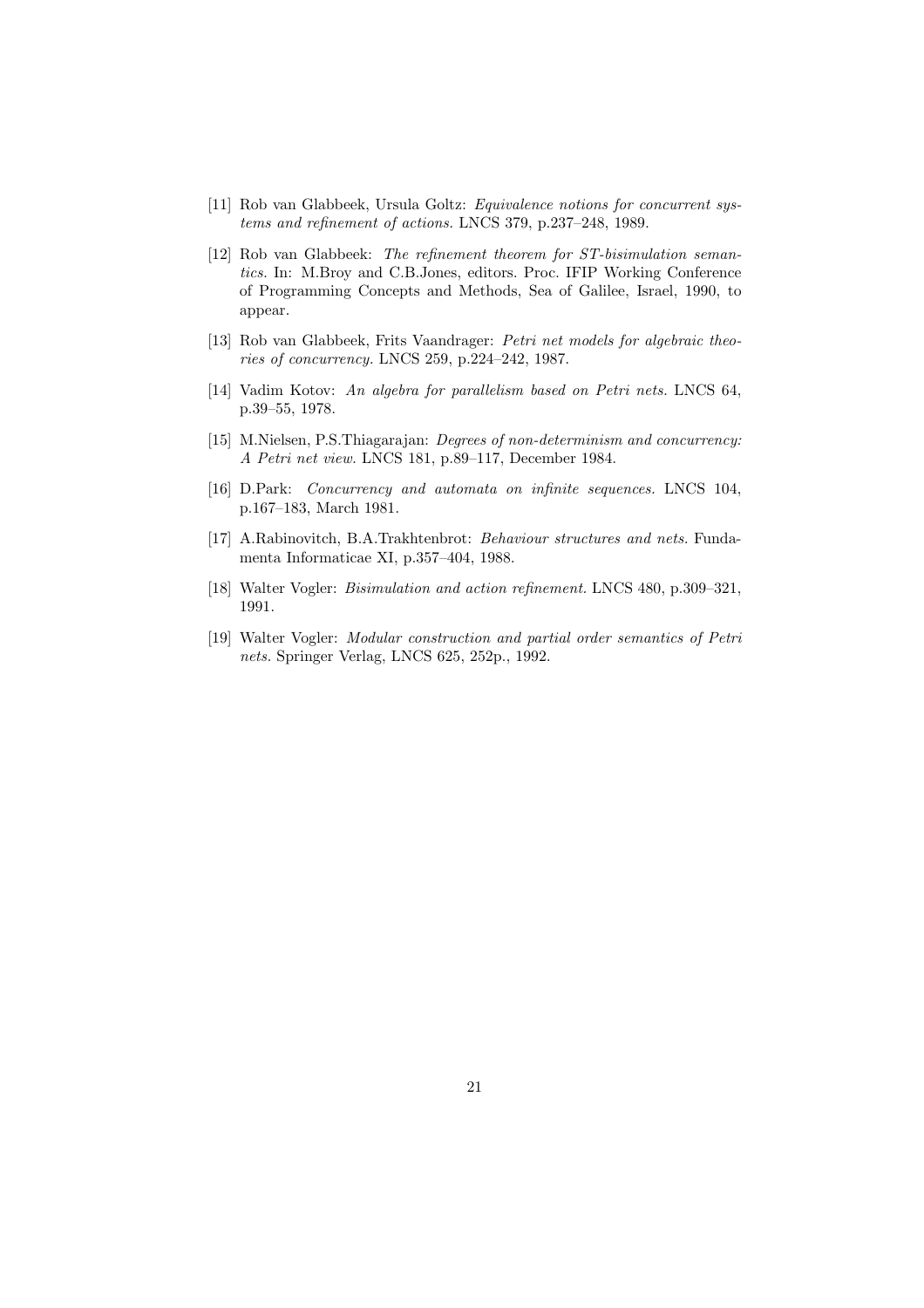[11] Rob van Glabbeek, Ursula Goltz: *Equivalence notions for concurrent systems and refinement of actions.* LNCS 379, p.237–248, 1989.

[12] Rob van Glabbeek: *The refinement theorem for ST-bisimulation semantics.* In: M.Broy and C.B.Jones, editors. Proc. IFIP Working Conference of Programming Concepts and Methods, Sea of Galilee, Israel, 1990, to appear.

[13] Rob van Glabbeek, Frits Vaandrager: *Petri net models for algebraic theories of concurrency.* LNCS 259, p.224–242, 1987.

[14] Vadim Kotov: *An algebra for parallelism based on Petri nets.* LNCS 64, p.39–55, 1978.

[15] M.Nielsen, P.S.Thiagarajan: *Degrees of non-determinism and concurrency: A Petri net view.* LNCS 181, p.89–117, December 1984.

[16] D.Park: *Concurrency and automata on infinite sequences.* LNCS 104, p.167–183, March 1981.

[17] A.Rabinovitch, B.A.Trakhtenbrot: *Behaviour structures and nets.* Fundamenta Informaticae XI, p.357–404, 1988.

[18] Walter Vogler: *Bisimulation and action refinement.* LNCS 480, p.309–321, 1991.

[19] Walter Vogler: *Modular construction and partial order semantics of Petri nets.* Springer Verlag, LNCS 625, 252p., 1992.